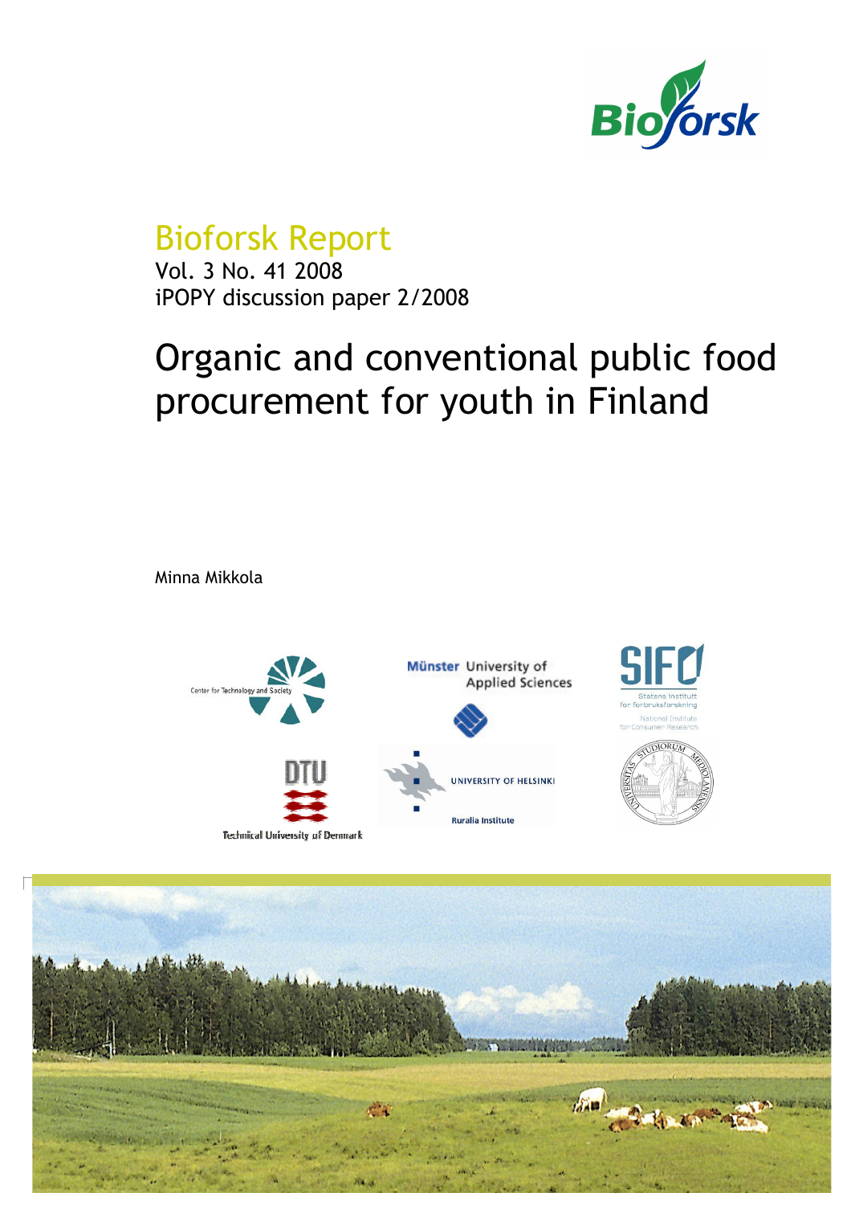Bioforsk Report
Vol. 3 No. 41 2008
iPOPY discussion paper 2/2008

# Organic and conventional public food procurement for youth in Finland

Minna Mikkola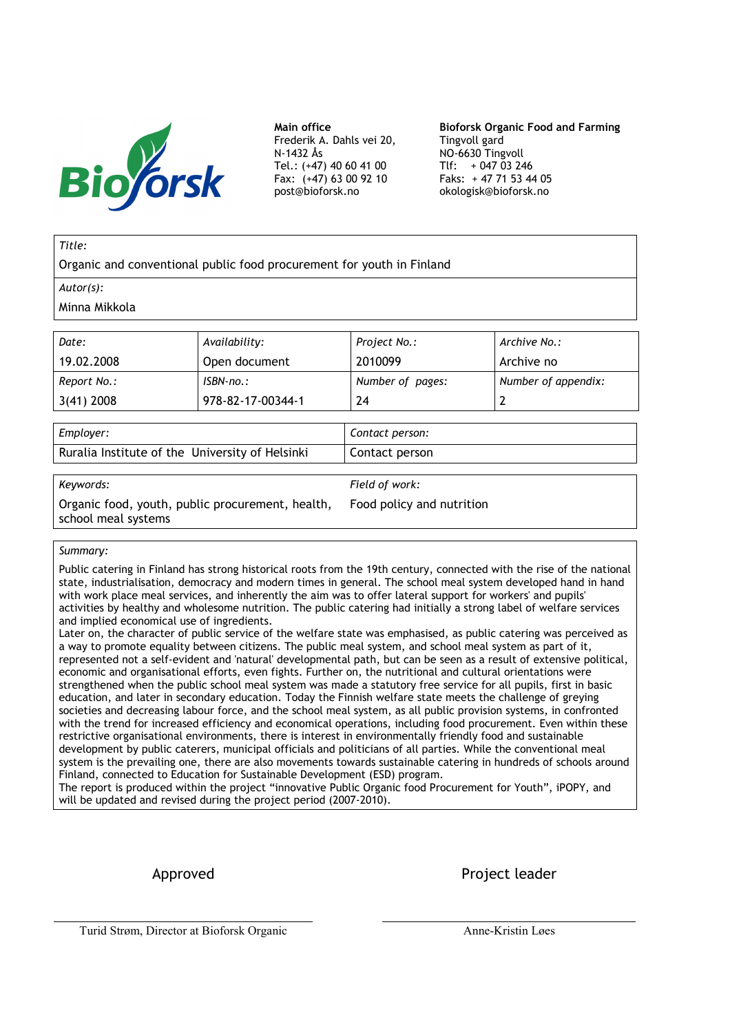**Main office**
Frederik A. Dahls vei 20,
N-1432 Ås
Tel.: (+47) 40 60 41 00
Fax: (+47) 63 00 92 10
post@bioforsk.no

**Bioforsk Organic Food and Farming**
Tingvoll gard
NO-6630 Tingvoll
Tlf: + 047 03 246
Faks: + 47 71 53 44 05
okologisk@bioforsk.no

| *Title:* |
|---|
| Organic and conventional public food procurement for youth in Finland |
| *Autor(s):* |
| Minna Mikkola |

| *Date:* | *Availability:* | *Project No.:* | *Archive No.:* |
|---|---|---|---|
| 19.02.2008 | Open document | 2010099 | Archive no |
| *Report No.:* | *ISBN-no.:* | *Number of pages:* | *Number of appendix:* |
| 3(41) 2008 | 978-82-17-00344-1 | 24 | 2 |

| *Employer:* | *Contact person:* |
|---|---|
| Ruralia Institute of the University of Helsinki | Contact person |

| *Keywords:* | *Field of work:* |
|---|---|
| Organic food, youth, public procurement, health, school meal systems | Food policy and nutrition |

*Summary:*

Public catering in Finland has strong historical roots from the 19th century, connected with the rise of the national state, industrialisation, democracy and modern times in general. The school meal system developed hand in hand with work place meal services, and inherently the aim was to offer lateral support for workers' and pupils' activities by healthy and wholesome nutrition. The public catering had initially a strong label of welfare services and implied economical use of ingredients.

Later on, the character of public service of the welfare state was emphasised, as public catering was perceived as a way to promote equality between citizens. The public meal system, and school meal system as part of it, represented not a self-evident and 'natural' developmental path, but can be seen as a result of extensive political, economic and organisational efforts, even fights. Further on, the nutritional and cultural orientations were strengthened when the public school meal system was made a statutory free service for all pupils, first in basic education, and later in secondary education. Today the Finnish welfare state meets the challenge of greying societies and decreasing labour force, and the school meal system, as all public provision systems, in confronted with the trend for increased efficiency and economical operations, including food procurement. Even within these restrictive organisational environments, there is interest in environmentally friendly food and sustainable development by public caterers, municipal officials and politicians of all parties. While the conventional meal system is the prevailing one, there are also movements towards sustainable catering in hundreds of schools around Finland, connected to Education for Sustainable Development (ESD) program.

The report is produced within the project "innovative Public Organic food Procurement for Youth", iPOPY, and will be updated and revised during the project period (2007-2010).

Approved

Turid Strøm, Director at Bioforsk Organic

Project leader

Anne-Kristin Løes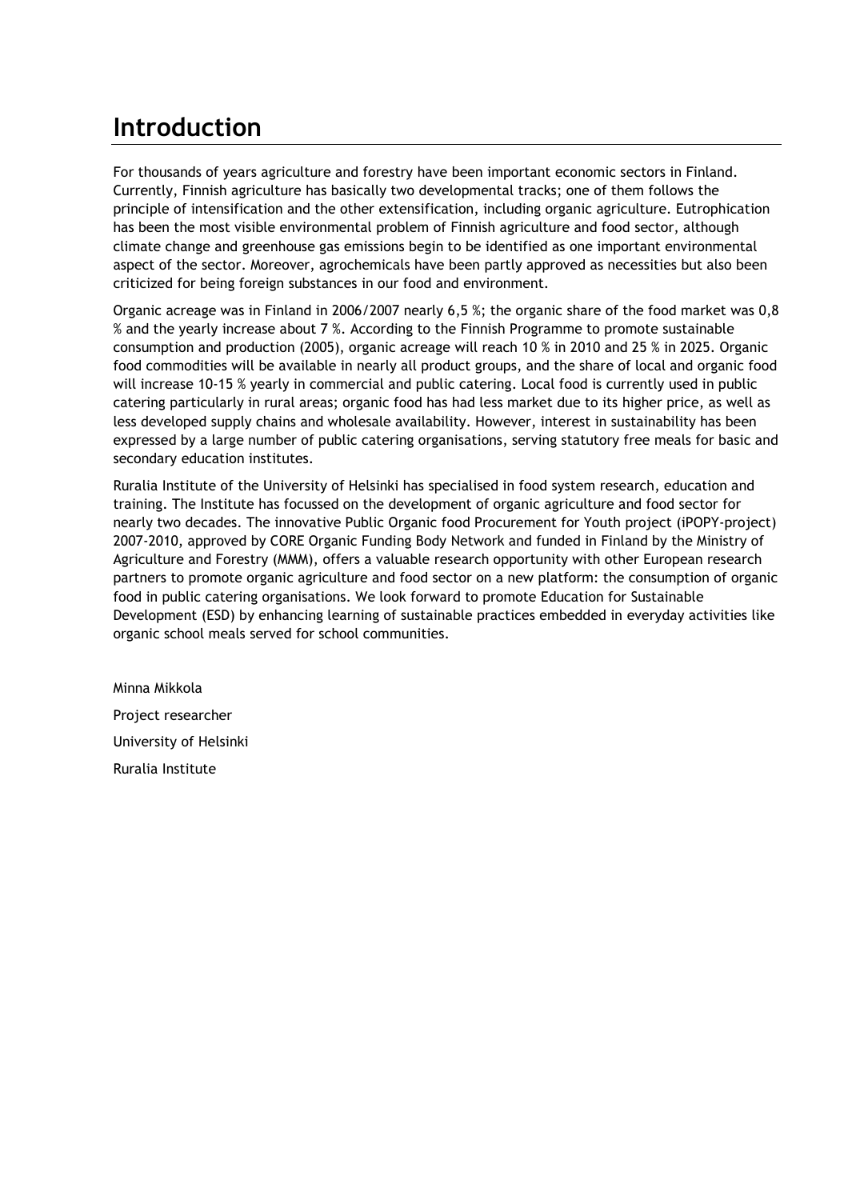# Introduction

For thousands of years agriculture and forestry have been important economic sectors in Finland. Currently, Finnish agriculture has basically two developmental tracks; one of them follows the principle of intensification and the other extensification, including organic agriculture. Eutrophication has been the most visible environmental problem of Finnish agriculture and food sector, although climate change and greenhouse gas emissions begin to be identified as one important environmental aspect of the sector. Moreover, agrochemicals have been partly approved as necessities but also been criticized for being foreign substances in our food and environment.

Organic acreage was in Finland in 2006/2007 nearly 6,5 %; the organic share of the food market was 0,8 % and the yearly increase about 7 %. According to the Finnish Programme to promote sustainable consumption and production (2005), organic acreage will reach 10 % in 2010 and 25 % in 2025. Organic food commodities will be available in nearly all product groups, and the share of local and organic food will increase 10-15 % yearly in commercial and public catering. Local food is currently used in public catering particularly in rural areas; organic food has had less market due to its higher price, as well as less developed supply chains and wholesale availability. However, interest in sustainability has been expressed by a large number of public catering organisations, serving statutory free meals for basic and secondary education institutes.

Ruralia Institute of the University of Helsinki has specialised in food system research, education and training. The Institute has focussed on the development of organic agriculture and food sector for nearly two decades. The innovative Public Organic food Procurement for Youth project (iPOPY-project) 2007-2010, approved by CORE Organic Funding Body Network and funded in Finland by the Ministry of Agriculture and Forestry (MMM), offers a valuable research opportunity with other European research partners to promote organic agriculture and food sector on a new platform: the consumption of organic food in public catering organisations. We look forward to promote Education for Sustainable Development (ESD) by enhancing learning of sustainable practices embedded in everyday activities like organic school meals served for school communities.

Minna Mikkola

Project researcher

University of Helsinki

Ruralia Institute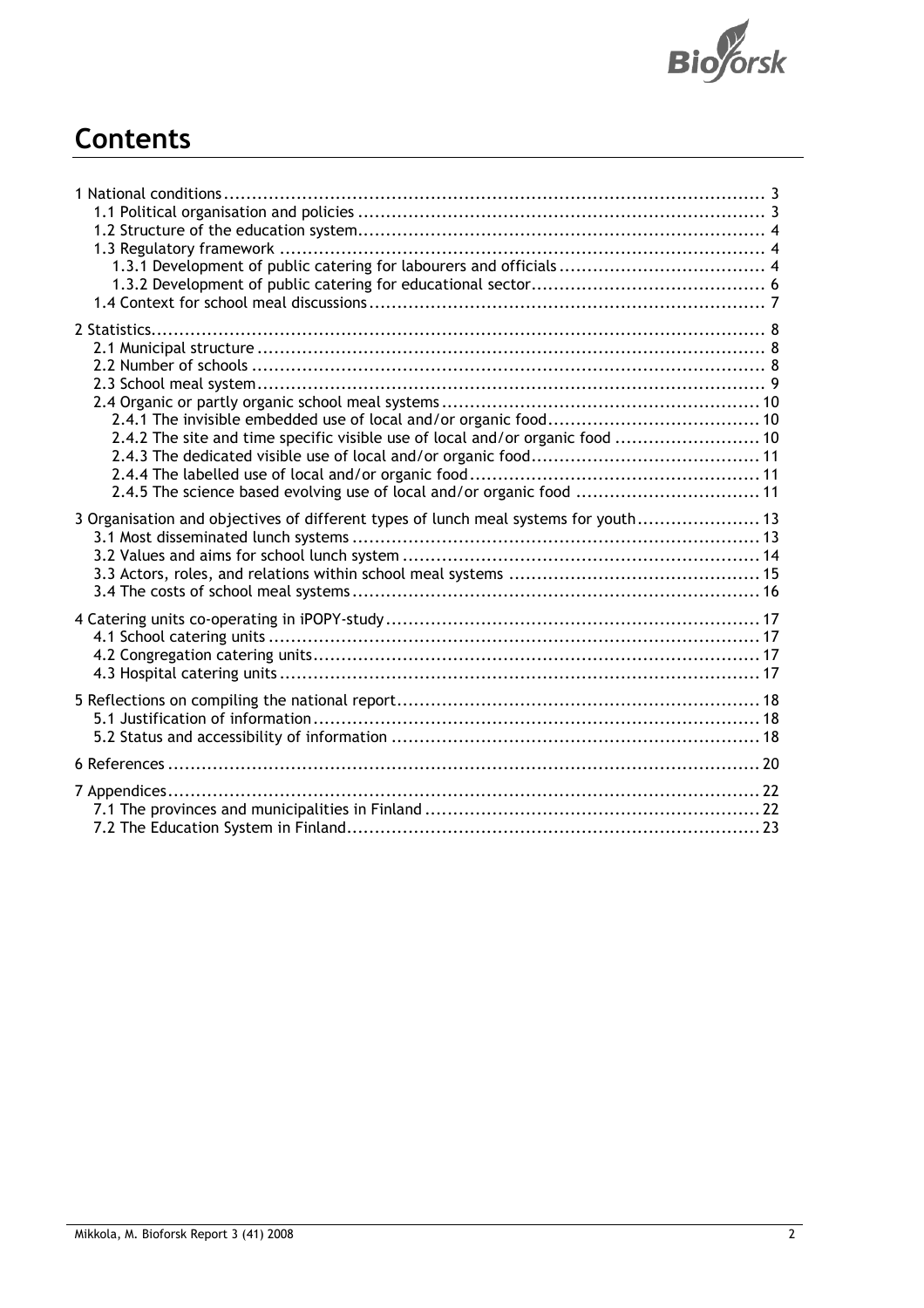# Contents

1 National conditions ................................................................................................. 3
  1.1 Political organisation and policies ......................................................................... 3
  1.2 Structure of the education system......................................................................... 4
  1.3 Regulatory framework ....................................................................................... 4
    1.3.1 Development of public catering for labourers and officials ..................................... 4
    1.3.2 Development of public catering for educational sector.......................................... 6
  1.4 Context for school meal discussions ....................................................................... 7

2 Statistics.................................................................................................................. 8
  2.1 Municipal structure ........................................................................................... 8
  2.2 Number of schools ............................................................................................ 8
  2.3 School meal system ........................................................................................... 9
  2.4 Organic or partly organic school meal systems ......................................................... 10
    2.4.1 The invisible embedded use of local and/or organic food ...................................... 10
    2.4.2 The site and time specific visible use of local and/or organic food .......................... 10
    2.4.3 The dedicated visible use of local and/or organic food ......................................... 11
    2.4.4 The labelled use of local and/or organic food .................................................... 11
    2.4.5 The science based evolving use of local and/or organic food ................................. 11

3 Organisation and objectives of different types of lunch meal systems for youth ...................... 13
  3.1 Most disseminated lunch systems ......................................................................... 13
  3.2 Values and aims for school lunch system ................................................................ 14
  3.3 Actors, roles, and relations within school meal systems ............................................. 15
  3.4 The costs of school meal systems ......................................................................... 16

4 Catering units co-operating in iPOPY-study .................................................................. 17
  4.1 School catering units ........................................................................................ 17
  4.2 Congregation catering units ................................................................................ 17
  4.3 Hospital catering units ...................................................................................... 17

5 Reflections on compiling the national report ................................................................ 18
  5.1 Justification of information ................................................................................ 18
  5.2 Status and accessibility of information .................................................................. 18

6 References ........................................................................................................... 20

7 Appendices ........................................................................................................... 22
  7.1 The provinces and municipalities in Finland ............................................................ 22
  7.2 The Education System in Finland .......................................................................... 23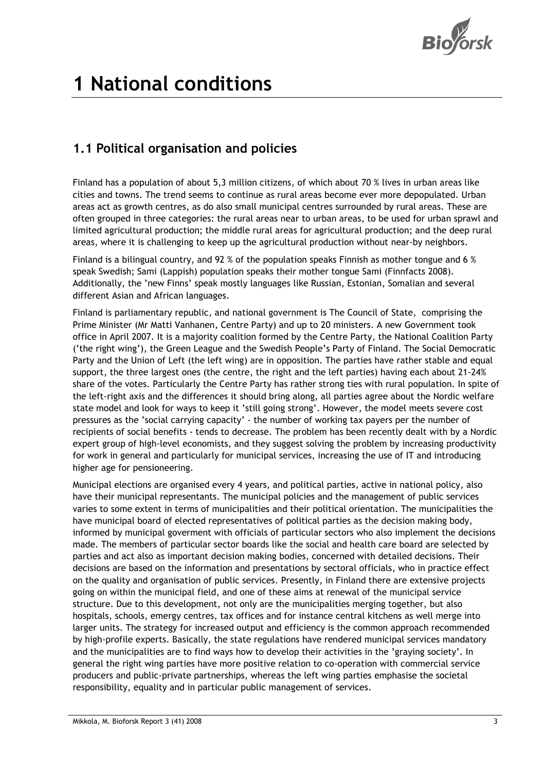# 1 National conditions

## 1.1 Political organisation and policies

Finland has a population of about 5,3 million citizens, of which about 70 % lives in urban areas like cities and towns. The trend seems to continue as rural areas become ever more depopulated. Urban areas act as growth centres, as do also small municipal centres surrounded by rural areas. These are often grouped in three categories: the rural areas near to urban areas, to be used for urban sprawl and limited agricultural production; the middle rural areas for agricultural production; and the deep rural areas, where it is challenging to keep up the agricultural production without near-by neighbors.

Finland is a bilingual country, and 92 % of the population speaks Finnish as mother tongue and 6 % speak Swedish; Sami (Lappish) population speaks their mother tongue Sami (Finnfacts 2008). Additionally, the 'new Finns' speak mostly languages like Russian, Estonian, Somalian and several different Asian and African languages.

Finland is parliamentary republic, and national government is The Council of State, comprising the Prime Minister (Mr Matti Vanhanen, Centre Party) and up to 20 ministers. A new Government took office in April 2007. It is a majority coalition formed by the Centre Party, the National Coalition Party ('the right wing'), the Green League and the Swedish People's Party of Finland. The Social Democratic Party and the Union of Left (the left wing) are in opposition. The parties have rather stable and equal support, the three largest ones (the centre, the right and the left parties) having each about 21-24% share of the votes. Particularly the Centre Party has rather strong ties with rural population. In spite of the left-right axis and the differences it should bring along, all parties agree about the Nordic welfare state model and look for ways to keep it 'still going strong'. However, the model meets severe cost pressures as the 'social carrying capacity' - the number of working tax payers per the number of recipients of social benefits - tends to decrease. The problem has been recently dealt with by a Nordic expert group of high-level economists, and they suggest solving the problem by increasing productivity for work in general and particularly for municipal services, increasing the use of IT and introducing higher age for pensioneering.

Municipal elections are organised every 4 years, and political parties, active in national policy, also have their municipal representants. The municipal policies and the management of public services varies to some extent in terms of municipalities and their political orientation. The municipalities the have municipal board of elected representatives of political parties as the decision making body, informed by municipal goverment with officials of particular sectors who also implement the decisions made. The members of particular sector boards like the social and health care board are selected by parties and act also as important decision making bodies, concerned with detailed decisions. Their decisions are based on the information and presentations by sectoral officials, who in practice effect on the quality and organisation of public services. Presently, in Finland there are extensive projects going on within the municipal field, and one of these aims at renewal of the municipal service structure. Due to this development, not only are the municipalities merging together, but also hospitals, schools, emergy centres, tax offices and for instance central kitchens as well merge into larger units. The strategy for increased output and efficiency is the common approach recommended by high-profile experts. Basically, the state regulations have rendered municipal services mandatory and the municipalities are to find ways how to develop their activities in the 'graying society'. In general the right wing parties have more positive relation to co-operation with commercial service producers and public-private partnerships, whereas the left wing parties emphasise the societal responsibility, equality and in particular public management of services.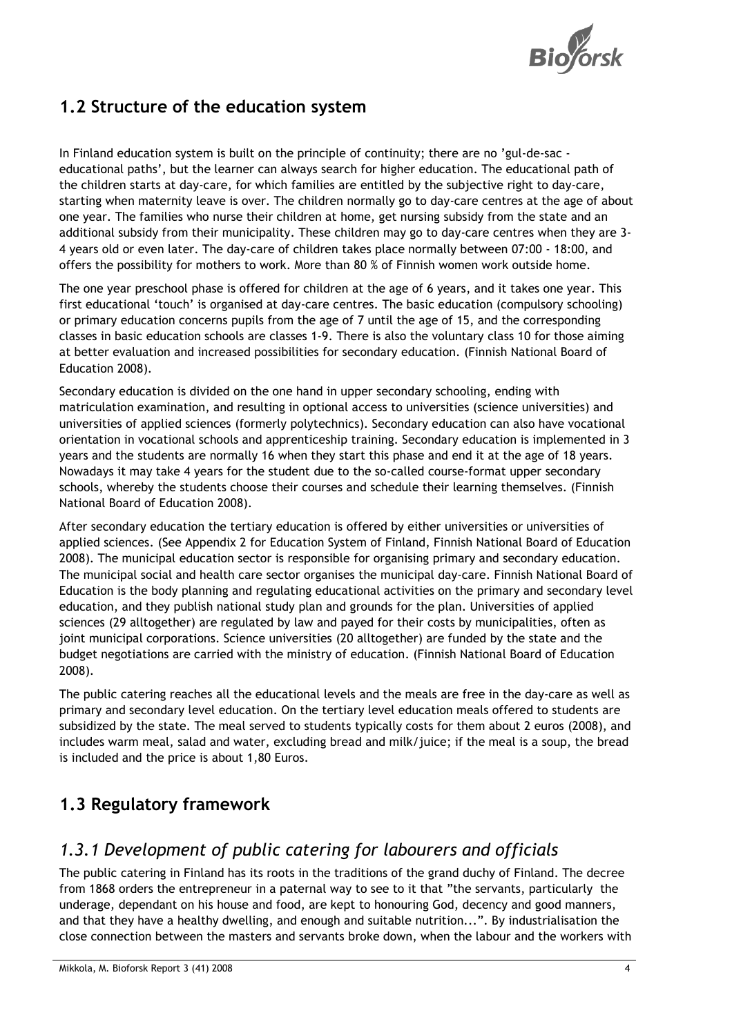## 1.2 Structure of the education system

In Finland education system is built on the principle of continuity; there are no 'gul-de-sac - educational paths', but the learner can always search for higher education. The educational path of the children starts at day-care, for which families are entitled by the subjective right to day-care, starting when maternity leave is over. The children normally go to day-care centres at the age of about one year. The families who nurse their children at home, get nursing subsidy from the state and an additional subsidy from their municipality. These children may go to day-care centres when they are 3-4 years old or even later. The day-care of children takes place normally between 07:00 - 18:00, and offers the possibility for mothers to work. More than 80 % of Finnish women work outside home.

The one year preschool phase is offered for children at the age of 6 years, and it takes one year. This first educational 'touch' is organised at day-care centres. The basic education (compulsory schooling) or primary education concerns pupils from the age of 7 until the age of 15, and the corresponding classes in basic education schools are classes 1-9. There is also the voluntary class 10 for those aiming at better evaluation and increased possibilities for secondary education. (Finnish National Board of Education 2008).

Secondary education is divided on the one hand in upper secondary schooling, ending with matriculation examination, and resulting in optional access to universities (science universities) and universities of applied sciences (formerly polytechnics). Secondary education can also have vocational orientation in vocational schools and apprenticeship training. Secondary education is implemented in 3 years and the students are normally 16 when they start this phase and end it at the age of 18 years. Nowadays it may take 4 years for the student due to the so-called course-format upper secondary schools, whereby the students choose their courses and schedule their learning themselves. (Finnish National Board of Education 2008).

After secondary education the tertiary education is offered by either universities or universities of applied sciences. (See Appendix 2 for Education System of Finland, Finnish National Board of Education 2008). The municipal education sector is responsible for organising primary and secondary education. The municipal social and health care sector organises the municipal day-care. Finnish National Board of Education is the body planning and regulating educational activities on the primary and secondary level education, and they publish national study plan and grounds for the plan. Universities of applied sciences (29 alltogether) are regulated by law and payed for their costs by municipalities, often as joint municipal corporations. Science universities (20 alltogether) are funded by the state and the budget negotiations are carried with the ministry of education. (Finnish National Board of Education 2008).

The public catering reaches all the educational levels and the meals are free in the day-care as well as primary and secondary level education. On the tertiary level education meals offered to students are subsidized by the state. The meal served to students typically costs for them about 2 euros (2008), and includes warm meal, salad and water, excluding bread and milk/juice; if the meal is a soup, the bread is included and the price is about 1,80 Euros.

## 1.3 Regulatory framework

### *1.3.1 Development of public catering for labourers and officials*

The public catering in Finland has its roots in the traditions of the grand duchy of Finland. The decree from 1868 orders the entrepreneur in a paternal way to see to it that "the servants, particularly the underage, dependant on his house and food, are kept to honouring God, decency and good manners, and that they have a healthy dwelling, and enough and suitable nutrition...". By industrialisation the close connection between the masters and servants broke down, when the labour and the workers with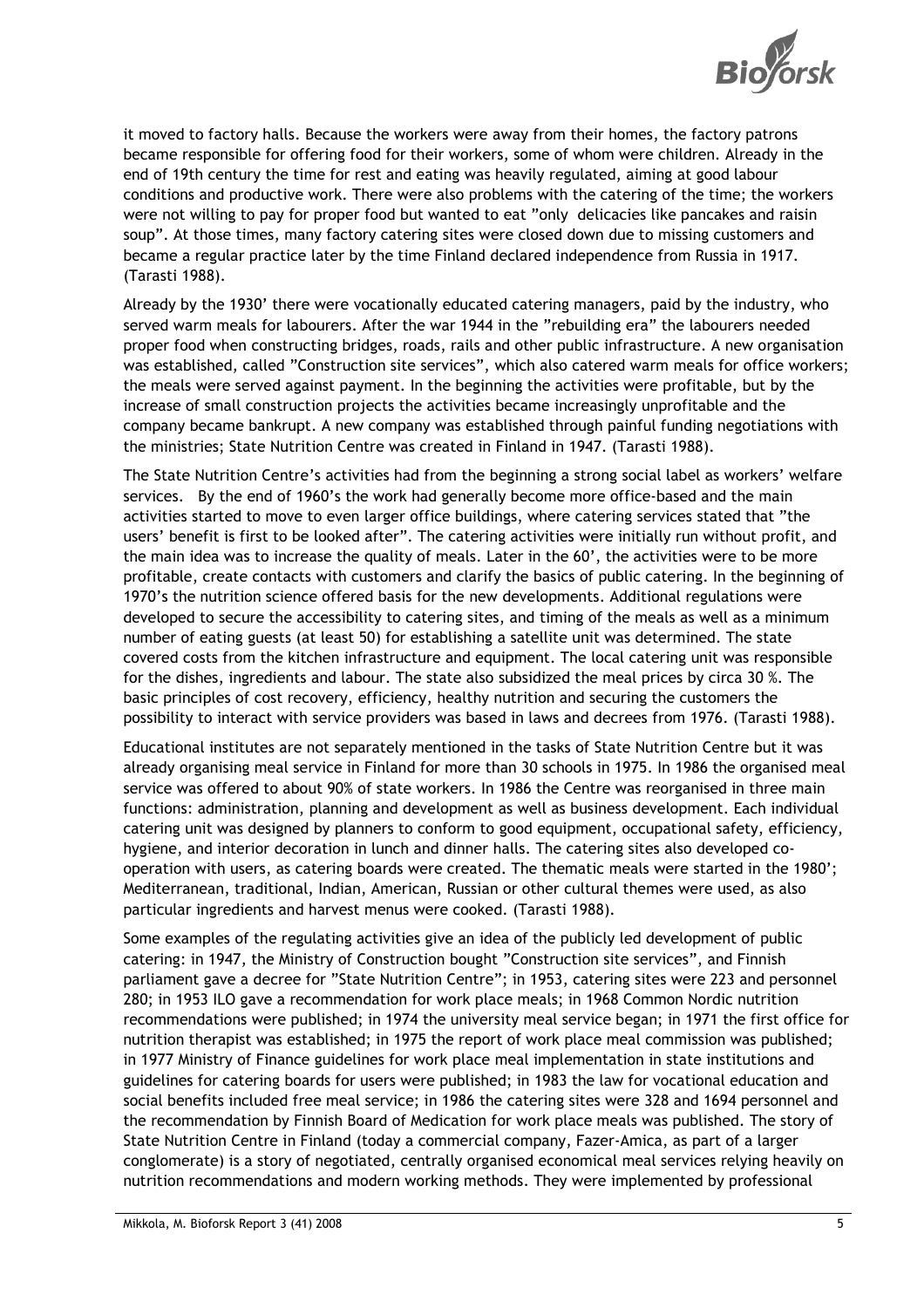it moved to factory halls. Because the workers were away from their homes, the factory patrons became responsible for offering food for their workers, some of whom were children. Already in the end of 19th century the time for rest and eating was heavily regulated, aiming at good labour conditions and productive work. There were also problems with the catering of the time; the workers were not willing to pay for proper food but wanted to eat "only delicacies like pancakes and raisin soup". At those times, many factory catering sites were closed down due to missing customers and became a regular practice later by the time Finland declared independence from Russia in 1917. (Tarasti 1988).

Already by the 1930' there were vocationally educated catering managers, paid by the industry, who served warm meals for labourers. After the war 1944 in the "rebuilding era" the labourers needed proper food when constructing bridges, roads, rails and other public infrastructure. A new organisation was established, called "Construction site services", which also catered warm meals for office workers; the meals were served against payment. In the beginning the activities were profitable, but by the increase of small construction projects the activities became increasingly unprofitable and the company became bankrupt. A new company was established through painful funding negotiations with the ministries; State Nutrition Centre was created in Finland in 1947. (Tarasti 1988).

The State Nutrition Centre's activities had from the beginning a strong social label as workers' welfare services. By the end of 1960's the work had generally become more office-based and the main activities started to move to even larger office buildings, where catering services stated that "the users' benefit is first to be looked after". The catering activities were initially run without profit, and the main idea was to increase the quality of meals. Later in the 60', the activities were to be more profitable, create contacts with customers and clarify the basics of public catering. In the beginning of 1970's the nutrition science offered basis for the new developments. Additional regulations were developed to secure the accessibility to catering sites, and timing of the meals as well as a minimum number of eating guests (at least 50) for establishing a satellite unit was determined. The state covered costs from the kitchen infrastructure and equipment. The local catering unit was responsible for the dishes, ingredients and labour. The state also subsidized the meal prices by circa 30 %. The basic principles of cost recovery, efficiency, healthy nutrition and securing the customers the possibility to interact with service providers was based in laws and decrees from 1976. (Tarasti 1988).

Educational institutes are not separately mentioned in the tasks of State Nutrition Centre but it was already organising meal service in Finland for more than 30 schools in 1975. In 1986 the organised meal service was offered to about 90% of state workers. In 1986 the Centre was reorganised in three main functions: administration, planning and development as well as business development. Each individual catering unit was designed by planners to conform to good equipment, occupational safety, efficiency, hygiene, and interior decoration in lunch and dinner halls. The catering sites also developed co-operation with users, as catering boards were created. The thematic meals were started in the 1980'; Mediterranean, traditional, Indian, American, Russian or other cultural themes were used, as also particular ingredients and harvest menus were cooked. (Tarasti 1988).

Some examples of the regulating activities give an idea of the publicly led development of public catering: in 1947, the Ministry of Construction bought "Construction site services", and Finnish parliament gave a decree for "State Nutrition Centre"; in 1953, catering sites were 223 and personnel 280; in 1953 ILO gave a recommendation for work place meals; in 1968 Common Nordic nutrition recommendations were published; in 1974 the university meal service began; in 1971 the first office for nutrition therapist was established; in 1975 the report of work place meal commission was published; in 1977 Ministry of Finance guidelines for work place meal implementation in state institutions and guidelines for catering boards for users were published; in 1983 the law for vocational education and social benefits included free meal service; in 1986 the catering sites were 328 and 1694 personnel and the recommendation by Finnish Board of Medication for work place meals was published. The story of State Nutrition Centre in Finland (today a commercial company, Fazer-Amica, as part of a larger conglomerate) is a story of negotiated, centrally organised economical meal services relying heavily on nutrition recommendations and modern working methods. They were implemented by professional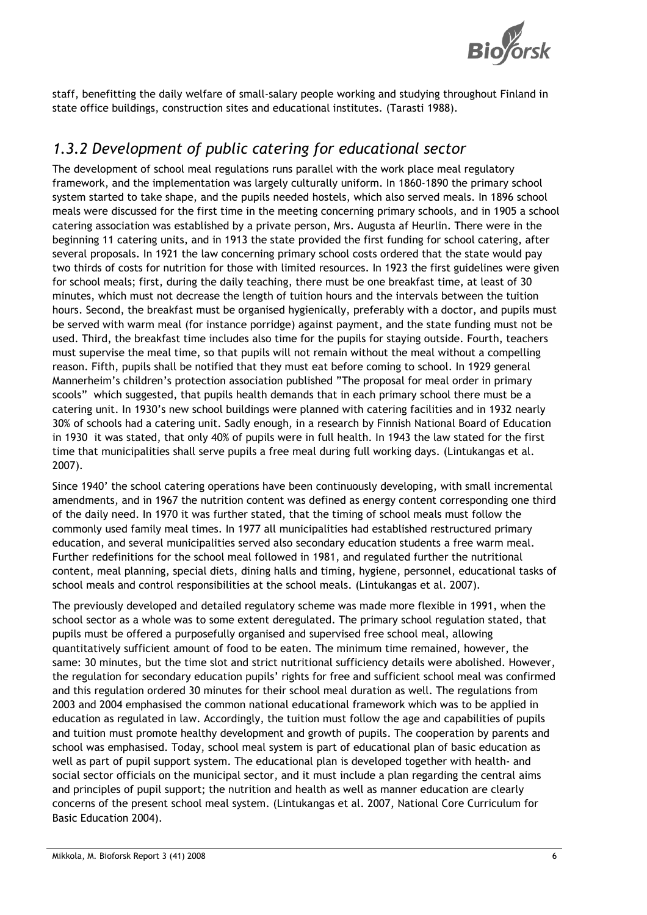staff, benefitting the daily welfare of small-salary people working and studying throughout Finland in state office buildings, construction sites and educational institutes. (Tarasti 1988).

## *1.3.2 Development of public catering for educational sector*

The development of school meal regulations runs parallel with the work place meal regulatory framework, and the implementation was largely culturally uniform. In 1860-1890 the primary school system started to take shape, and the pupils needed hostels, which also served meals. In 1896 school meals were discussed for the first time in the meeting concerning primary schools, and in 1905 a school catering association was established by a private person, Mrs. Augusta af Heurlin. There were in the beginning 11 catering units, and in 1913 the state provided the first funding for school catering, after several proposals. In 1921 the law concerning primary school costs ordered that the state would pay two thirds of costs for nutrition for those with limited resources. In 1923 the first guidelines were given for school meals; first, during the daily teaching, there must be one breakfast time, at least of 30 minutes, which must not decrease the length of tuition hours and the intervals between the tuition hours. Second, the breakfast must be organised hygienically, preferably with a doctor, and pupils must be served with warm meal (for instance porridge) against payment, and the state funding must not be used. Third, the breakfast time includes also time for the pupils for staying outside. Fourth, teachers must supervise the meal time, so that pupils will not remain without the meal without a compelling reason. Fifth, pupils shall be notified that they must eat before coming to school. In 1929 general Mannerheim's children's protection association published "The proposal for meal order in primary scools" which suggested, that pupils health demands that in each primary school there must be a catering unit. In 1930's new school buildings were planned with catering facilities and in 1932 nearly 30% of schools had a catering unit. Sadly enough, in a research by Finnish National Board of Education in 1930 it was stated, that only 40% of pupils were in full health. In 1943 the law stated for the first time that municipalities shall serve pupils a free meal during full working days. (Lintukangas et al. 2007).

Since 1940' the school catering operations have been continuously developing, with small incremental amendments, and in 1967 the nutrition content was defined as energy content corresponding one third of the daily need. In 1970 it was further stated, that the timing of school meals must follow the commonly used family meal times. In 1977 all municipalities had established restructured primary education, and several municipalities served also secondary education students a free warm meal. Further redefinitions for the school meal followed in 1981, and regulated further the nutritional content, meal planning, special diets, dining halls and timing, hygiene, personnel, educational tasks of school meals and control responsibilities at the school meals. (Lintukangas et al. 2007).

The previously developed and detailed regulatory scheme was made more flexible in 1991, when the school sector as a whole was to some extent deregulated. The primary school regulation stated, that pupils must be offered a purposefully organised and supervised free school meal, allowing quantitatively sufficient amount of food to be eaten. The minimum time remained, however, the same: 30 minutes, but the time slot and strict nutritional sufficiency details were abolished. However, the regulation for secondary education pupils' rights for free and sufficient school meal was confirmed and this regulation ordered 30 minutes for their school meal duration as well. The regulations from 2003 and 2004 emphasised the common national educational framework which was to be applied in education as regulated in law. Accordingly, the tuition must follow the age and capabilities of pupils and tuition must promote healthy development and growth of pupils. The cooperation by parents and school was emphasised. Today, school meal system is part of educational plan of basic education as well as part of pupil support system. The educational plan is developed together with health- and social sector officials on the municipal sector, and it must include a plan regarding the central aims and principles of pupil support; the nutrition and health as well as manner education are clearly concerns of the present school meal system. (Lintukangas et al. 2007, National Core Curriculum for Basic Education 2004).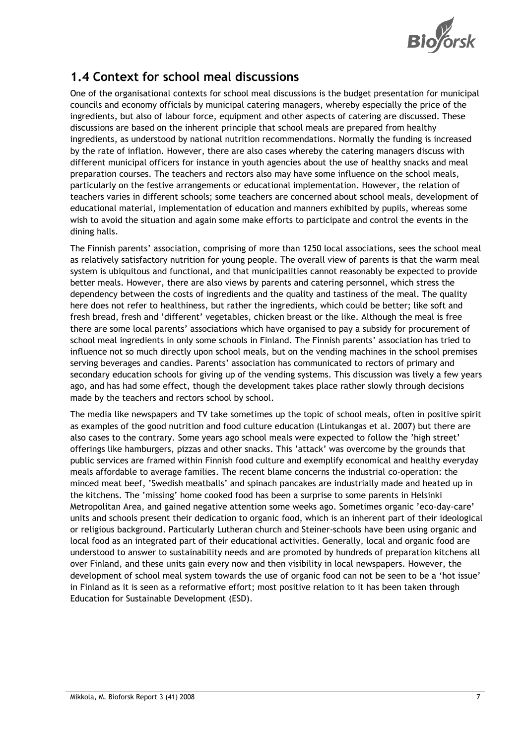## 1.4 Context for school meal discussions

One of the organisational contexts for school meal discussions is the budget presentation for municipal councils and economy officials by municipal catering managers, whereby especially the price of the ingredients, but also of labour force, equipment and other aspects of catering are discussed. These discussions are based on the inherent principle that school meals are prepared from healthy ingredients, as understood by national nutrition recommendations. Normally the funding is increased by the rate of inflation. However, there are also cases whereby the catering managers discuss with different municipal officers for instance in youth agencies about the use of healthy snacks and meal preparation courses. The teachers and rectors also may have some influence on the school meals, particularly on the festive arrangements or educational implementation. However, the relation of teachers varies in different schools; some teachers are concerned about school meals, development of educational material, implementation of education and manners exhibited by pupils, whereas some wish to avoid the situation and again some make efforts to participate and control the events in the dining halls.

The Finnish parents' association, comprising of more than 1250 local associations, sees the school meal as relatively satisfactory nutrition for young people. The overall view of parents is that the warm meal system is ubiquitous and functional, and that municipalities cannot reasonably be expected to provide better meals. However, there are also views by parents and catering personnel, which stress the dependency between the costs of ingredients and the quality and tastiness of the meal. The quality here does not refer to healthiness, but rather the ingredients, which could be better; like soft and fresh bread, fresh and 'different' vegetables, chicken breast or the like. Although the meal is free there are some local parents' associations which have organised to pay a subsidy for procurement of school meal ingredients in only some schools in Finland. The Finnish parents' association has tried to influence not so much directly upon school meals, but on the vending machines in the school premises serving beverages and candies. Parents' association has communicated to rectors of primary and secondary education schools for giving up of the vending systems. This discussion was lively a few years ago, and has had some effect, though the development takes place rather slowly through decisions made by the teachers and rectors school by school.

The media like newspapers and TV take sometimes up the topic of school meals, often in positive spirit as examples of the good nutrition and food culture education (Lintukangas et al. 2007) but there are also cases to the contrary. Some years ago school meals were expected to follow the 'high street' offerings like hamburgers, pizzas and other snacks. This 'attack' was overcome by the grounds that public services are framed within Finnish food culture and exemplify economical and healthy everyday meals affordable to average families. The recent blame concerns the industrial co-operation: the minced meat beef, 'Swedish meatballs' and spinach pancakes are industrially made and heated up in the kitchens. The 'missing' home cooked food has been a surprise to some parents in Helsinki Metropolitan Area, and gained negative attention some weeks ago. Sometimes organic 'eco-day-care' units and schools present their dedication to organic food, which is an inherent part of their ideological or religious background. Particularly Lutheran church and Steiner-schools have been using organic and local food as an integrated part of their educational activities. Generally, local and organic food are understood to answer to sustainability needs and are promoted by hundreds of preparation kitchens all over Finland, and these units gain every now and then visibility in local newspapers. However, the development of school meal system towards the use of organic food can not be seen to be a 'hot issue' in Finland as it is seen as a reformative effort; most positive relation to it has been taken through Education for Sustainable Development (ESD).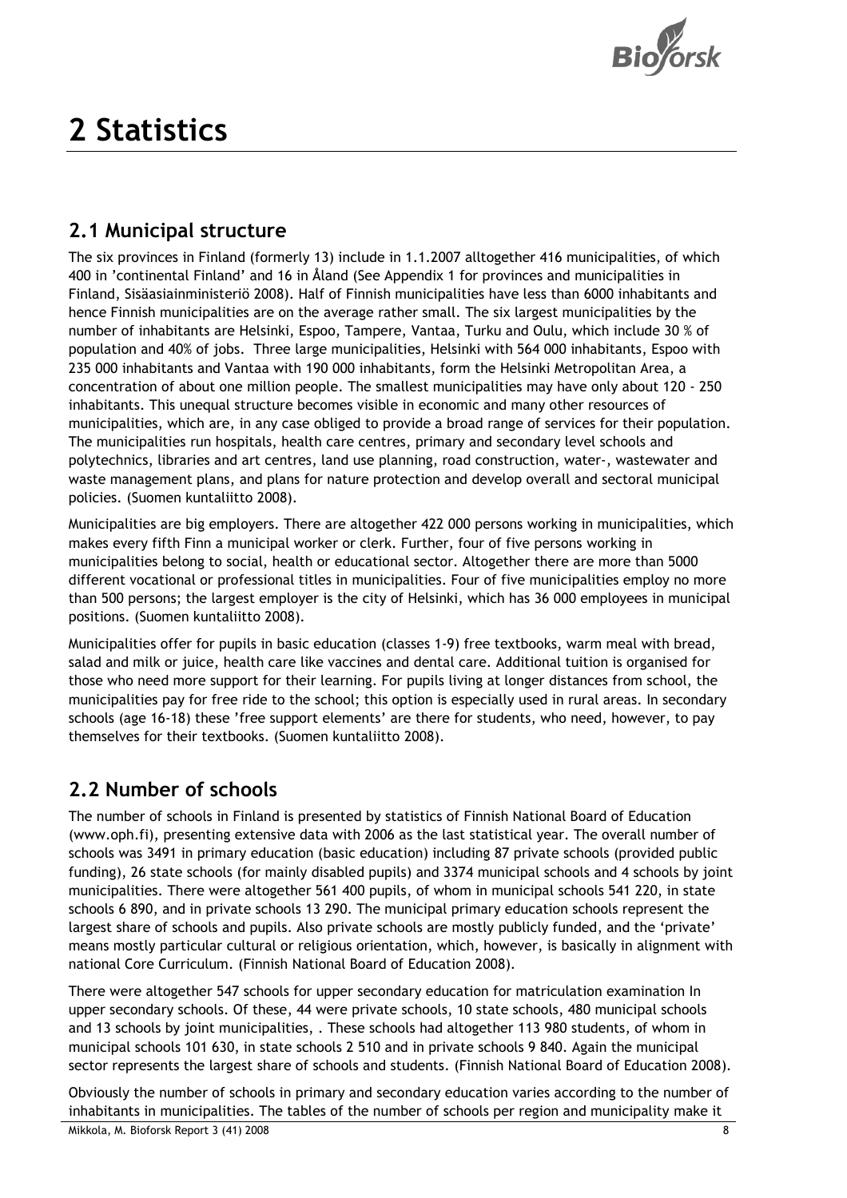# 2 Statistics

## 2.1 Municipal structure

The six provinces in Finland (formerly 13) include in 1.1.2007 alltogether 416 municipalities, of which 400 in 'continental Finland' and 16 in Åland (See Appendix 1 for provinces and municipalities in Finland, Sisäasiainministeriö 2008). Half of Finnish municipalities have less than 6000 inhabitants and hence Finnish municipalities are on the average rather small. The six largest municipalities by the number of inhabitants are Helsinki, Espoo, Tampere, Vantaa, Turku and Oulu, which include 30 % of population and 40% of jobs. Three large municipalities, Helsinki with 564 000 inhabitants, Espoo with 235 000 inhabitants and Vantaa with 190 000 inhabitants, form the Helsinki Metropolitan Area, a concentration of about one million people. The smallest municipalities may have only about 120 - 250 inhabitants. This unequal structure becomes visible in economic and many other resources of municipalities, which are, in any case obliged to provide a broad range of services for their population. The municipalities run hospitals, health care centres, primary and secondary level schools and polytechnics, libraries and art centres, land use planning, road construction, water-, wastewater and waste management plans, and plans for nature protection and develop overall and sectoral municipal policies. (Suomen kuntaliitto 2008).

Municipalities are big employers. There are altogether 422 000 persons working in municipalities, which makes every fifth Finn a municipal worker or clerk. Further, four of five persons working in municipalities belong to social, health or educational sector. Altogether there are more than 5000 different vocational or professional titles in municipalities. Four of five municipalities employ no more than 500 persons; the largest employer is the city of Helsinki, which has 36 000 employees in municipal positions. (Suomen kuntaliitto 2008).

Municipalities offer for pupils in basic education (classes 1-9) free textbooks, warm meal with bread, salad and milk or juice, health care like vaccines and dental care. Additional tuition is organised for those who need more support for their learning. For pupils living at longer distances from school, the municipalities pay for free ride to the school; this option is especially used in rural areas. In secondary schools (age 16-18) these 'free support elements' are there for students, who need, however, to pay themselves for their textbooks. (Suomen kuntaliitto 2008).

## 2.2 Number of schools

The number of schools in Finland is presented by statistics of Finnish National Board of Education (www.oph.fi), presenting extensive data with 2006 as the last statistical year. The overall number of schools was 3491 in primary education (basic education) including 87 private schools (provided public funding), 26 state schools (for mainly disabled pupils) and 3374 municipal schools and 4 schools by joint municipalities. There were altogether 561 400 pupils, of whom in municipal schools 541 220, in state schools 6 890, and in private schools 13 290. The municipal primary education schools represent the largest share of schools and pupils. Also private schools are mostly publicly funded, and the 'private' means mostly particular cultural or religious orientation, which, however, is basically in alignment with national Core Curriculum. (Finnish National Board of Education 2008).

There were altogether 547 schools for upper secondary education for matriculation examination In upper secondary schools. Of these, 44 were private schools, 10 state schools, 480 municipal schools and 13 schools by joint municipalities, . These schools had altogether 113 980 students, of whom in municipal schools 101 630, in state schools 2 510 and in private schools 9 840. Again the municipal sector represents the largest share of schools and students. (Finnish National Board of Education 2008).

Obviously the number of schools in primary and secondary education varies according to the number of inhabitants in municipalities. The tables of the number of schools per region and municipality make it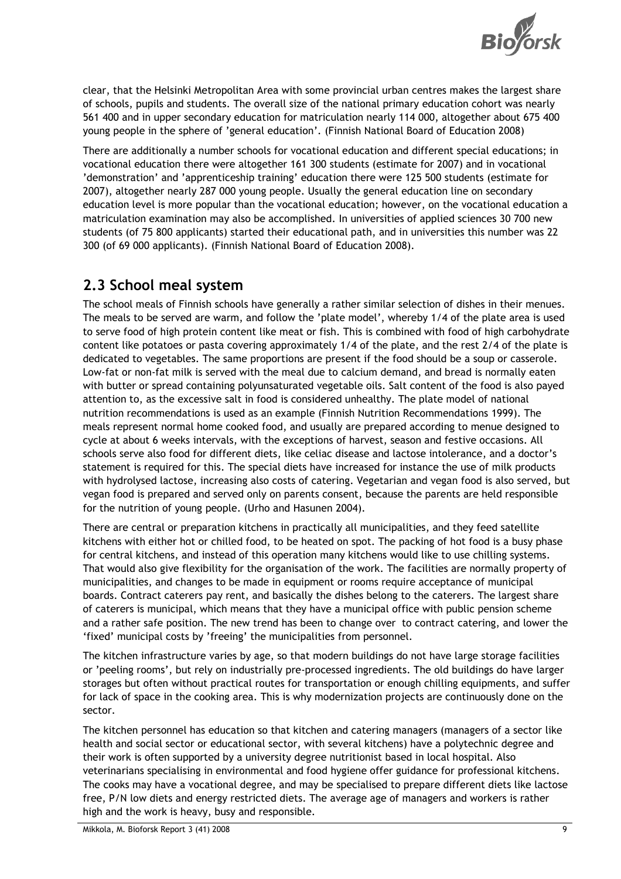clear, that the Helsinki Metropolitan Area with some provincial urban centres makes the largest share of schools, pupils and students. The overall size of the national primary education cohort was nearly 561 400 and in upper secondary education for matriculation nearly 114 000, altogether about 675 400 young people in the sphere of 'general education'. (Finnish National Board of Education 2008)

There are additionally a number schools for vocational education and different special educations; in vocational education there were altogether 161 300 students (estimate for 2007) and in vocational 'demonstration' and 'apprenticeship training' education there were 125 500 students (estimate for 2007), altogether nearly 287 000 young people. Usually the general education line on secondary education level is more popular than the vocational education; however, on the vocational education a matriculation examination may also be accomplished. In universities of applied sciences 30 700 new students (of 75 800 applicants) started their educational path, and in universities this number was 22 300 (of 69 000 applicants). (Finnish National Board of Education 2008).

## 2.3 School meal system

The school meals of Finnish schools have generally a rather similar selection of dishes in their menues. The meals to be served are warm, and follow the 'plate model', whereby 1/4 of the plate area is used to serve food of high protein content like meat or fish. This is combined with food of high carbohydrate content like potatoes or pasta covering approximately 1/4 of the plate, and the rest 2/4 of the plate is dedicated to vegetables. The same proportions are present if the food should be a soup or casserole. Low-fat or non-fat milk is served with the meal due to calcium demand, and bread is normally eaten with butter or spread containing polyunsaturated vegetable oils. Salt content of the food is also payed attention to, as the excessive salt in food is considered unhealthy. The plate model of national nutrition recommendations is used as an example (Finnish Nutrition Recommendations 1999). The meals represent normal home cooked food, and usually are prepared according to menue designed to cycle at about 6 weeks intervals, with the exceptions of harvest, season and festive occasions. All schools serve also food for different diets, like celiac disease and lactose intolerance, and a doctor's statement is required for this. The special diets have increased for instance the use of milk products with hydrolysed lactose, increasing also costs of catering. Vegetarian and vegan food is also served, but vegan food is prepared and served only on parents consent, because the parents are held responsible for the nutrition of young people. (Urho and Hasunen 2004).

There are central or preparation kitchens in practically all municipalities, and they feed satellite kitchens with either hot or chilled food, to be heated on spot. The packing of hot food is a busy phase for central kitchens, and instead of this operation many kitchens would like to use chilling systems. That would also give flexibility for the organisation of the work. The facilities are normally property of municipalities, and changes to be made in equipment or rooms require acceptance of municipal boards. Contract caterers pay rent, and basically the dishes belong to the caterers. The largest share of caterers is municipal, which means that they have a municipal office with public pension scheme and a rather safe position. The new trend has been to change over to contract catering, and lower the 'fixed' municipal costs by 'freeing' the municipalities from personnel.

The kitchen infrastructure varies by age, so that modern buildings do not have large storage facilities or 'peeling rooms', but rely on industrially pre-processed ingredients. The old buildings do have larger storages but often without practical routes for transportation or enough chilling equipments, and suffer for lack of space in the cooking area. This is why modernization projects are continuously done on the sector.

The kitchen personnel has education so that kitchen and catering managers (managers of a sector like health and social sector or educational sector, with several kitchens) have a polytechnic degree and their work is often supported by a university degree nutritionist based in local hospital. Also veterinarians specialising in environmental and food hygiene offer guidance for professional kitchens. The cooks may have a vocational degree, and may be specialised to prepare different diets like lactose free, P/N low diets and energy restricted diets. The average age of managers and workers is rather high and the work is heavy, busy and responsible.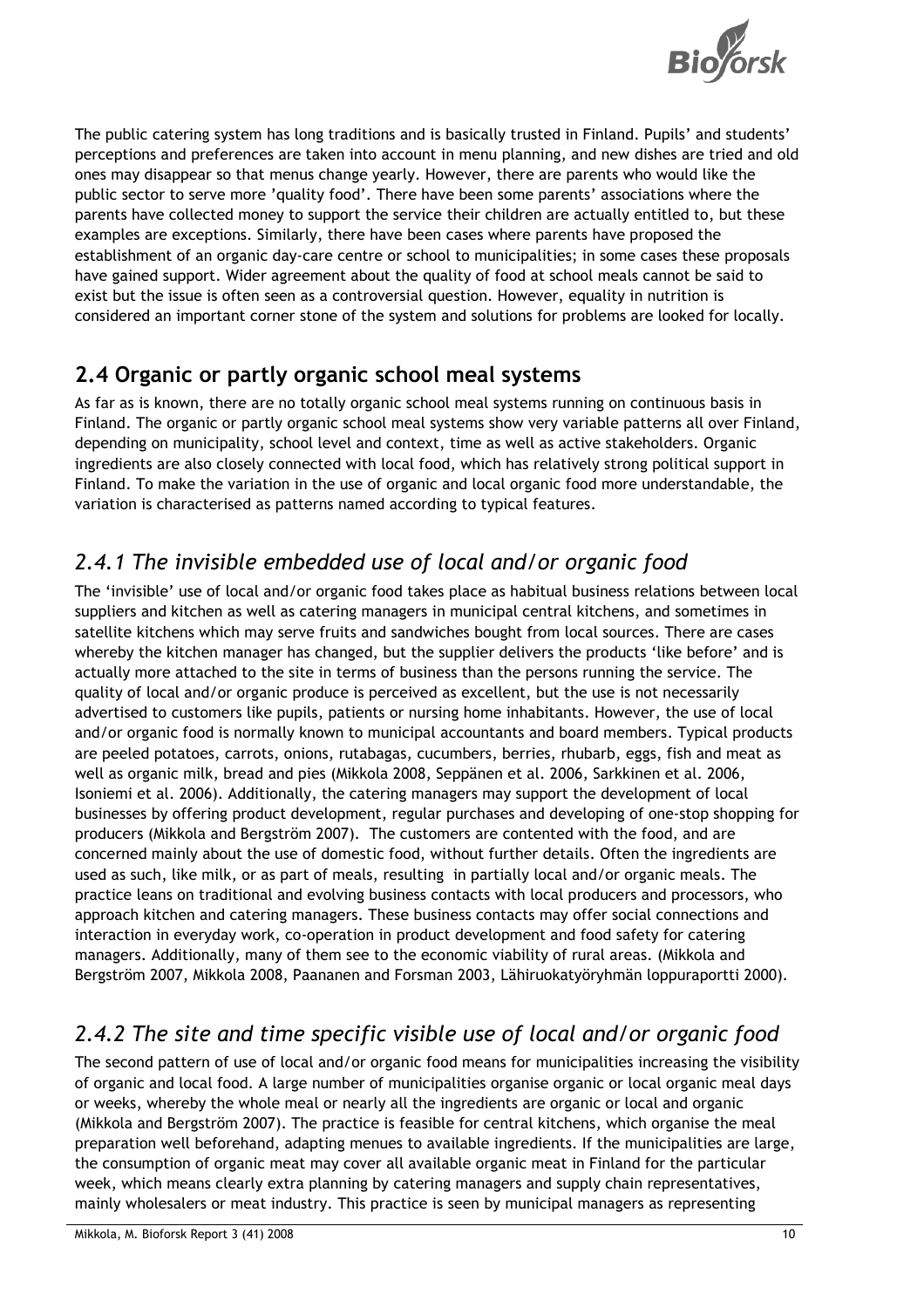The public catering system has long traditions and is basically trusted in Finland. Pupils' and students' perceptions and preferences are taken into account in menu planning, and new dishes are tried and old ones may disappear so that menus change yearly. However, there are parents who would like the public sector to serve more 'quality food'. There have been some parents' associations where the parents have collected money to support the service their children are actually entitled to, but these examples are exceptions. Similarly, there have been cases where parents have proposed the establishment of an organic day-care centre or school to municipalities; in some cases these proposals have gained support. Wider agreement about the quality of food at school meals cannot be said to exist but the issue is often seen as a controversial question. However, equality in nutrition is considered an important corner stone of the system and solutions for problems are looked for locally.

## 2.4 Organic or partly organic school meal systems

As far as is known, there are no totally organic school meal systems running on continuous basis in Finland. The organic or partly organic school meal systems show very variable patterns all over Finland, depending on municipality, school level and context, time as well as active stakeholders. Organic ingredients are also closely connected with local food, which has relatively strong political support in Finland. To make the variation in the use of organic and local organic food more understandable, the variation is characterised as patterns named according to typical features.

### *2.4.1 The invisible embedded use of local and/or organic food*

The 'invisible' use of local and/or organic food takes place as habitual business relations between local suppliers and kitchen as well as catering managers in municipal central kitchens, and sometimes in satellite kitchens which may serve fruits and sandwiches bought from local sources. There are cases whereby the kitchen manager has changed, but the supplier delivers the products 'like before' and is actually more attached to the site in terms of business than the persons running the service. The quality of local and/or organic produce is perceived as excellent, but the use is not necessarily advertised to customers like pupils, patients or nursing home inhabitants. However, the use of local and/or organic food is normally known to municipal accountants and board members. Typical products are peeled potatoes, carrots, onions, rutabagas, cucumbers, berries, rhubarb, eggs, fish and meat as well as organic milk, bread and pies (Mikkola 2008, Seppänen et al. 2006, Sarkkinen et al. 2006, Isoniemi et al. 2006). Additionally, the catering managers may support the development of local businesses by offering product development, regular purchases and developing of one-stop shopping for producers (Mikkola and Bergström 2007). The customers are contented with the food, and are concerned mainly about the use of domestic food, without further details. Often the ingredients are used as such, like milk, or as part of meals, resulting in partially local and/or organic meals. The practice leans on traditional and evolving business contacts with local producers and processors, who approach kitchen and catering managers. These business contacts may offer social connections and interaction in everyday work, co-operation in product development and food safety for catering managers. Additionally, many of them see to the economic viability of rural areas. (Mikkola and Bergström 2007, Mikkola 2008, Paananen and Forsman 2003, Lähiruokatyöryhmän loppuraportti 2000).

### *2.4.2 The site and time specific visible use of local and/or organic food*

The second pattern of use of local and/or organic food means for municipalities increasing the visibility of organic and local food. A large number of municipalities organise organic or local organic meal days or weeks, whereby the whole meal or nearly all the ingredients are organic or local and organic (Mikkola and Bergström 2007). The practice is feasible for central kitchens, which organise the meal preparation well beforehand, adapting menues to available ingredients. If the municipalities are large, the consumption of organic meat may cover all available organic meat in Finland for the particular week, which means clearly extra planning by catering managers and supply chain representatives, mainly wholesalers or meat industry. This practice is seen by municipal managers as representing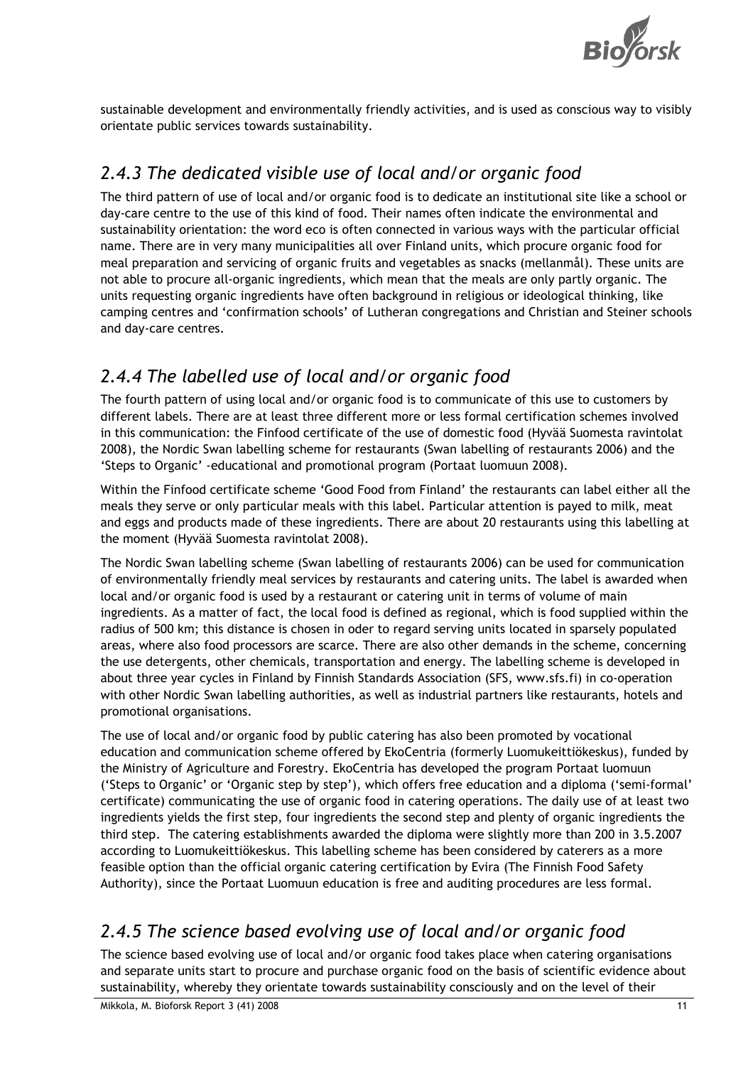sustainable development and environmentally friendly activities, and is used as conscious way to visibly orientate public services towards sustainability.

## *2.4.3 The dedicated visible use of local and/or organic food*

The third pattern of use of local and/or organic food is to dedicate an institutional site like a school or day-care centre to the use of this kind of food. Their names often indicate the environmental and sustainability orientation: the word eco is often connected in various ways with the particular official name. There are in very many municipalities all over Finland units, which procure organic food for meal preparation and servicing of organic fruits and vegetables as snacks (mellanmål). These units are not able to procure all-organic ingredients, which mean that the meals are only partly organic. The units requesting organic ingredients have often background in religious or ideological thinking, like camping centres and 'confirmation schools' of Lutheran congregations and Christian and Steiner schools and day-care centres.

## *2.4.4 The labelled use of local and/or organic food*

The fourth pattern of using local and/or organic food is to communicate of this use to customers by different labels. There are at least three different more or less formal certification schemes involved in this communication: the Finfood certificate of the use of domestic food (Hyvää Suomesta ravintolat 2008), the Nordic Swan labelling scheme for restaurants (Swan labelling of restaurants 2006) and the 'Steps to Organic' -educational and promotional program (Portaat luomuun 2008).

Within the Finfood certificate scheme 'Good Food from Finland' the restaurants can label either all the meals they serve or only particular meals with this label. Particular attention is payed to milk, meat and eggs and products made of these ingredients. There are about 20 restaurants using this labelling at the moment (Hyvää Suomesta ravintolat 2008).

The Nordic Swan labelling scheme (Swan labelling of restaurants 2006) can be used for communication of environmentally friendly meal services by restaurants and catering units. The label is awarded when local and/or organic food is used by a restaurant or catering unit in terms of volume of main ingredients. As a matter of fact, the local food is defined as regional, which is food supplied within the radius of 500 km; this distance is chosen in oder to regard serving units located in sparsely populated areas, where also food processors are scarce. There are also other demands in the scheme, concerning the use detergents, other chemicals, transportation and energy. The labelling scheme is developed in about three year cycles in Finland by Finnish Standards Association (SFS, www.sfs.fi) in co-operation with other Nordic Swan labelling authorities, as well as industrial partners like restaurants, hotels and promotional organisations.

The use of local and/or organic food by public catering has also been promoted by vocational education and communication scheme offered by EkoCentria (formerly Luomukeittiökeskus), funded by the Ministry of Agriculture and Forestry. EkoCentria has developed the program Portaat luomuun ('Steps to Organic' or 'Organic step by step'), which offers free education and a diploma ('semi-formal' certificate) communicating the use of organic food in catering operations. The daily use of at least two ingredients yields the first step, four ingredients the second step and plenty of organic ingredients the third step. The catering establishments awarded the diploma were slightly more than 200 in 3.5.2007 according to Luomukeittiökeskus. This labelling scheme has been considered by caterers as a more feasible option than the official organic catering certification by Evira (The Finnish Food Safety Authority), since the Portaat Luomuun education is free and auditing procedures are less formal.

## *2.4.5 The science based evolving use of local and/or organic food*

The science based evolving use of local and/or organic food takes place when catering organisations and separate units start to procure and purchase organic food on the basis of scientific evidence about sustainability, whereby they orientate towards sustainability consciously and on the level of their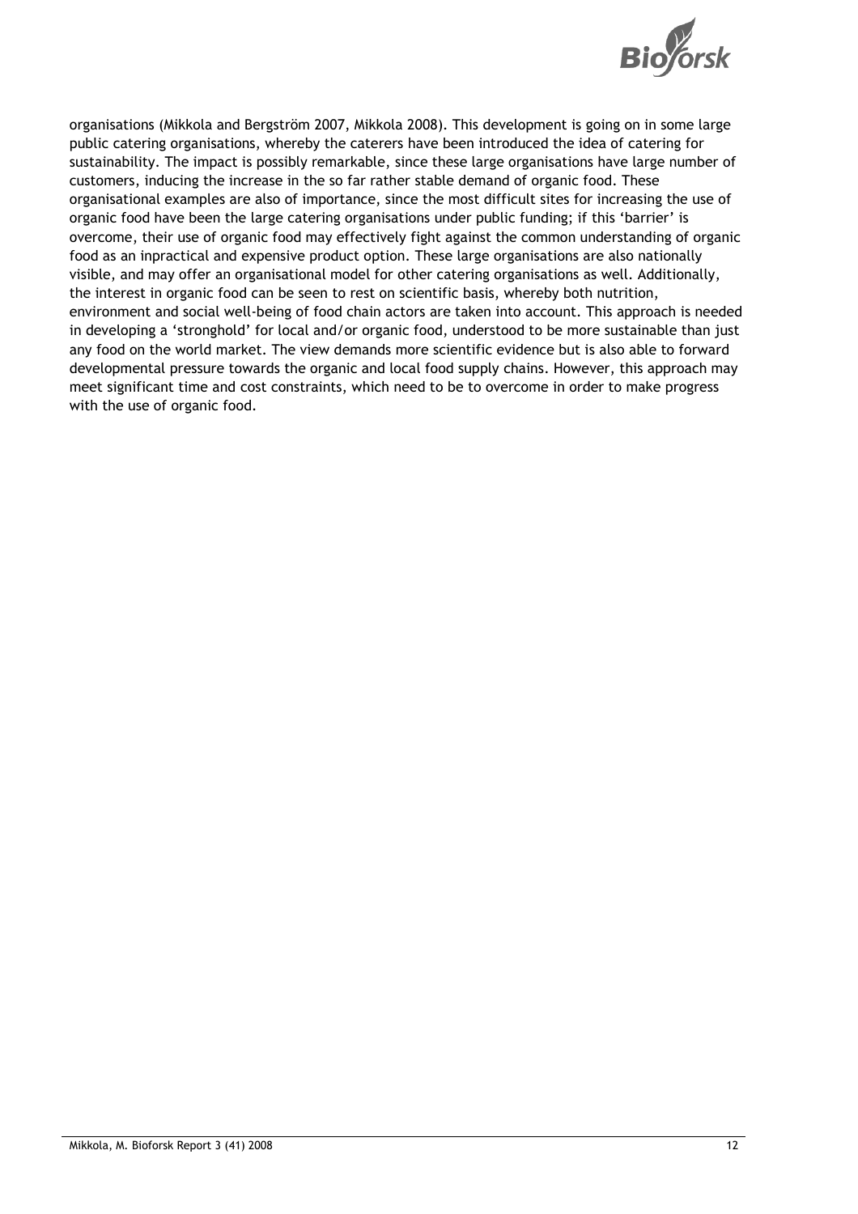organisations (Mikkola and Bergström 2007, Mikkola 2008). This development is going on in some large public catering organisations, whereby the caterers have been introduced the idea of catering for sustainability. The impact is possibly remarkable, since these large organisations have large number of customers, inducing the increase in the so far rather stable demand of organic food. These organisational examples are also of importance, since the most difficult sites for increasing the use of organic food have been the large catering organisations under public funding; if this 'barrier' is overcome, their use of organic food may effectively fight against the common understanding of organic food as an inpractical and expensive product option. These large organisations are also nationally visible, and may offer an organisational model for other catering organisations as well. Additionally, the interest in organic food can be seen to rest on scientific basis, whereby both nutrition, environment and social well-being of food chain actors are taken into account. This approach is needed in developing a 'stronghold' for local and/or organic food, understood to be more sustainable than just any food on the world market. The view demands more scientific evidence but is also able to forward developmental pressure towards the organic and local food supply chains. However, this approach may meet significant time and cost constraints, which need to be to overcome in order to make progress with the use of organic food.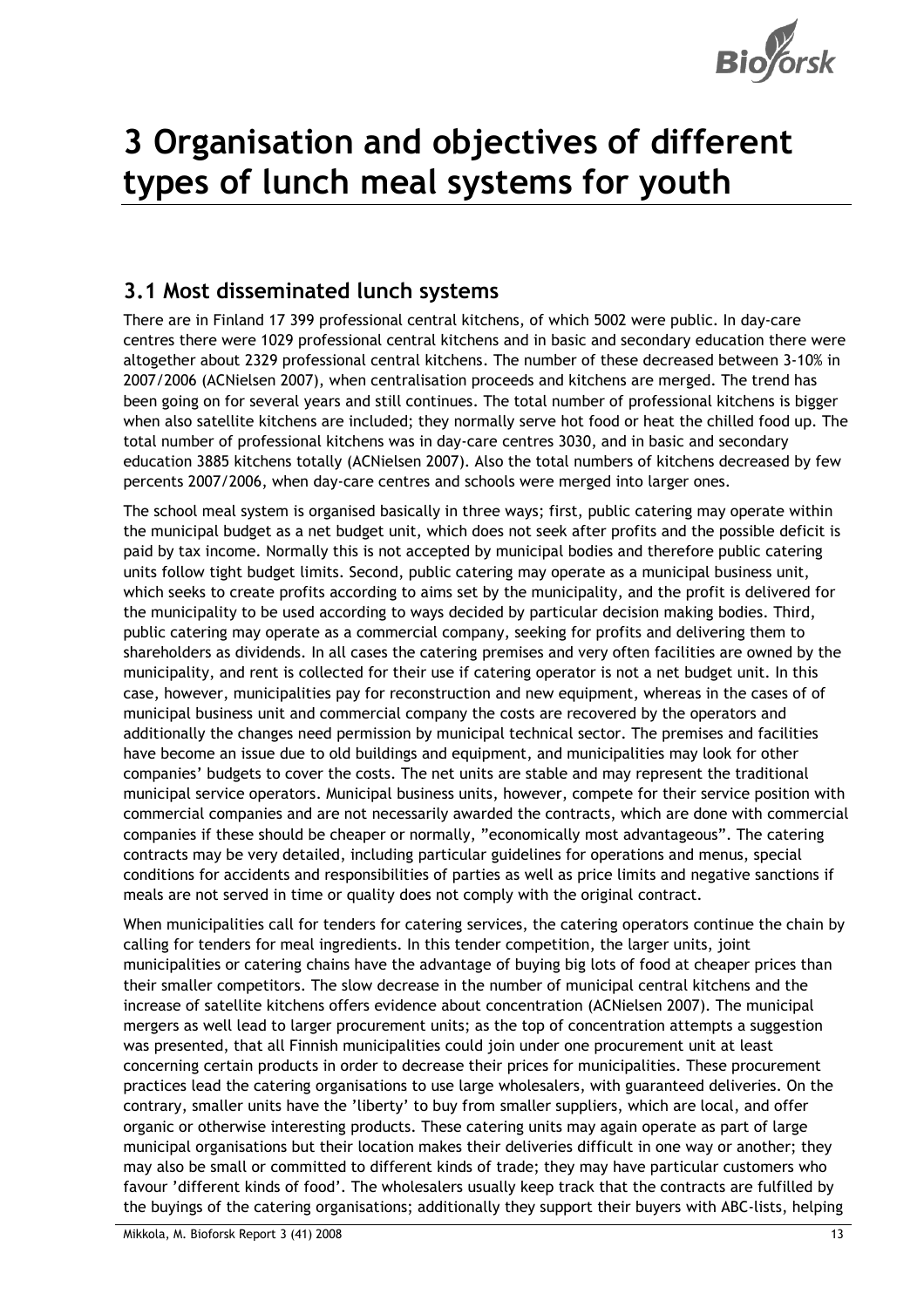# 3 Organisation and objectives of different types of lunch meal systems for youth

## 3.1 Most disseminated lunch systems

There are in Finland 17 399 professional central kitchens, of which 5002 were public. In day-care centres there were 1029 professional central kitchens and in basic and secondary education there were altogether about 2329 professional central kitchens. The number of these decreased between 3-10% in 2007/2006 (ACNielsen 2007), when centralisation proceeds and kitchens are merged. The trend has been going on for several years and still continues. The total number of professional kitchens is bigger when also satellite kitchens are included; they normally serve hot food or heat the chilled food up. The total number of professional kitchens was in day-care centres 3030, and in basic and secondary education 3885 kitchens totally (ACNielsen 2007). Also the total numbers of kitchens decreased by few percents 2007/2006, when day-care centres and schools were merged into larger ones.

The school meal system is organised basically in three ways; first, public catering may operate within the municipal budget as a net budget unit, which does not seek after profits and the possible deficit is paid by tax income. Normally this is not accepted by municipal bodies and therefore public catering units follow tight budget limits. Second, public catering may operate as a municipal business unit, which seeks to create profits according to aims set by the municipality, and the profit is delivered for the municipality to be used according to ways decided by particular decision making bodies. Third, public catering may operate as a commercial company, seeking for profits and delivering them to shareholders as dividends. In all cases the catering premises and very often facilities are owned by the municipality, and rent is collected for their use if catering operator is not a net budget unit. In this case, however, municipalities pay for reconstruction and new equipment, whereas in the cases of of municipal business unit and commercial company the costs are recovered by the operators and additionally the changes need permission by municipal technical sector. The premises and facilities have become an issue due to old buildings and equipment, and municipalities may look for other companies' budgets to cover the costs. The net units are stable and may represent the traditional municipal service operators. Municipal business units, however, compete for their service position with commercial companies and are not necessarily awarded the contracts, which are done with commercial companies if these should be cheaper or normally, "economically most advantageous". The catering contracts may be very detailed, including particular guidelines for operations and menus, special conditions for accidents and responsibilities of parties as well as price limits and negative sanctions if meals are not served in time or quality does not comply with the original contract.

When municipalities call for tenders for catering services, the catering operators continue the chain by calling for tenders for meal ingredients. In this tender competition, the larger units, joint municipalities or catering chains have the advantage of buying big lots of food at cheaper prices than their smaller competitors. The slow decrease in the number of municipal central kitchens and the increase of satellite kitchens offers evidence about concentration (ACNielsen 2007). The municipal mergers as well lead to larger procurement units; as the top of concentration attempts a suggestion was presented, that all Finnish municipalities could join under one procurement unit at least concerning certain products in order to decrease their prices for municipalities. These procurement practices lead the catering organisations to use large wholesalers, with guaranteed deliveries. On the contrary, smaller units have the 'liberty' to buy from smaller suppliers, which are local, and offer organic or otherwise interesting products. These catering units may again operate as part of large municipal organisations but their location makes their deliveries difficult in one way or another; they may also be small or committed to different kinds of trade; they may have particular customers who favour 'different kinds of food'. The wholesalers usually keep track that the contracts are fulfilled by the buyings of the catering organisations; additionally they support their buyers with ABC-lists, helping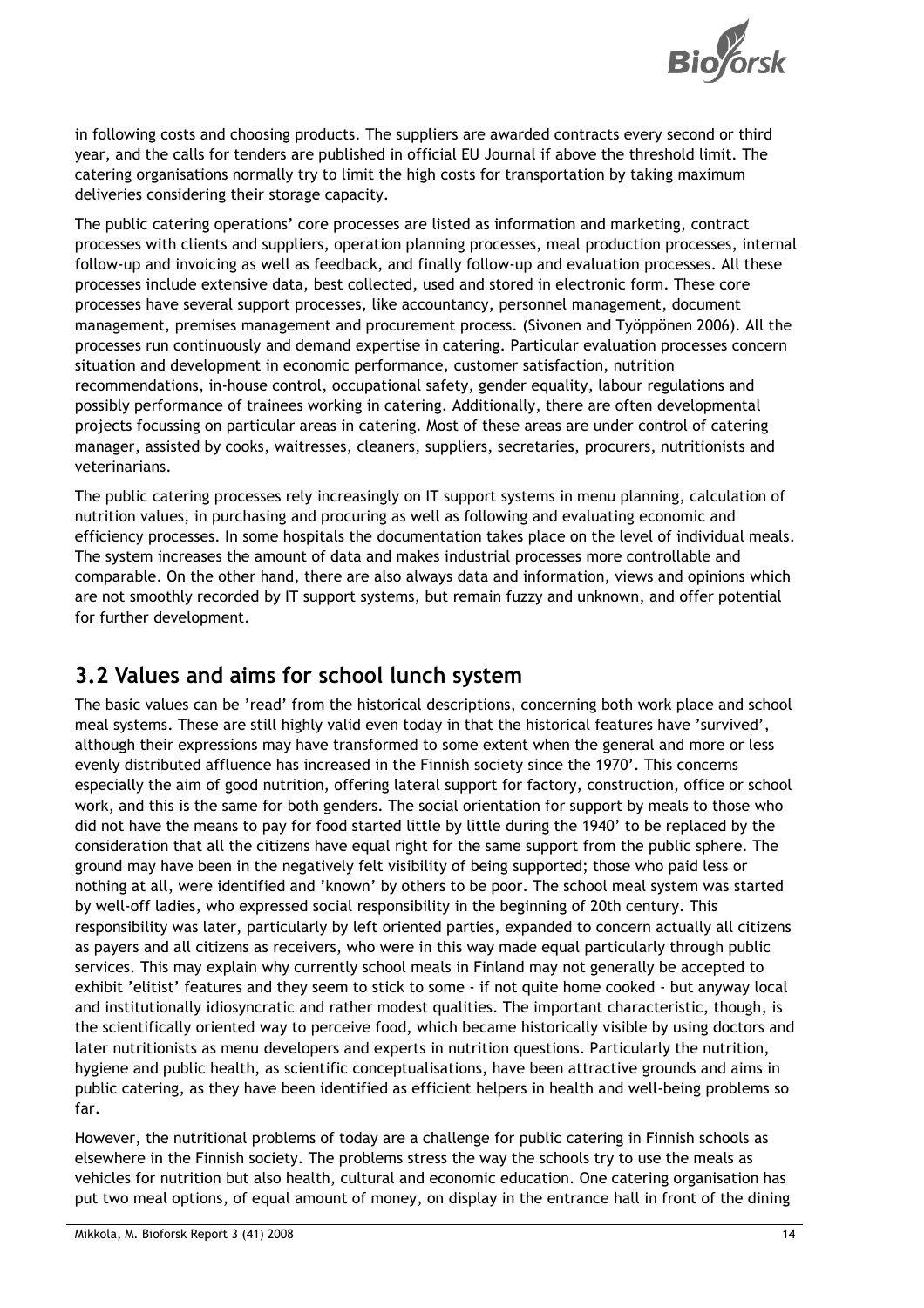in following costs and choosing products. The suppliers are awarded contracts every second or third year, and the calls for tenders are published in official EU Journal if above the threshold limit. The catering organisations normally try to limit the high costs for transportation by taking maximum deliveries considering their storage capacity.

The public catering operations' core processes are listed as information and marketing, contract processes with clients and suppliers, operation planning processes, meal production processes, internal follow-up and invoicing as well as feedback, and finally follow-up and evaluation processes. All these processes include extensive data, best collected, used and stored in electronic form. These core processes have several support processes, like accountancy, personnel management, document management, premises management and procurement process. (Sivonen and Työppönen 2006). All the processes run continuously and demand expertise in catering. Particular evaluation processes concern situation and development in economic performance, customer satisfaction, nutrition recommendations, in-house control, occupational safety, gender equality, labour regulations and possibly performance of trainees working in catering. Additionally, there are often developmental projects focussing on particular areas in catering. Most of these areas are under control of catering manager, assisted by cooks, waitresses, cleaners, suppliers, secretaries, procurers, nutritionists and veterinarians.

The public catering processes rely increasingly on IT support systems in menu planning, calculation of nutrition values, in purchasing and procuring as well as following and evaluating economic and efficiency processes. In some hospitals the documentation takes place on the level of individual meals. The system increases the amount of data and makes industrial processes more controllable and comparable. On the other hand, there are also always data and information, views and opinions which are not smoothly recorded by IT support systems, but remain fuzzy and unknown, and offer potential for further development.

## 3.2 Values and aims for school lunch system

The basic values can be 'read' from the historical descriptions, concerning both work place and school meal systems. These are still highly valid even today in that the historical features have 'survived', although their expressions may have transformed to some extent when the general and more or less evenly distributed affluence has increased in the Finnish society since the 1970'. This concerns especially the aim of good nutrition, offering lateral support for factory, construction, office or school work, and this is the same for both genders. The social orientation for support by meals to those who did not have the means to pay for food started little by little during the 1940' to be replaced by the consideration that all the citizens have equal right for the same support from the public sphere. The ground may have been in the negatively felt visibility of being supported; those who paid less or nothing at all, were identified and 'known' by others to be poor. The school meal system was started by well-off ladies, who expressed social responsibility in the beginning of 20th century. This responsibility was later, particularly by left oriented parties, expanded to concern actually all citizens as payers and all citizens as receivers, who were in this way made equal particularly through public services. This may explain why currently school meals in Finland may not generally be accepted to exhibit 'elitist' features and they seem to stick to some - if not quite home cooked - but anyway local and institutionally idiosyncratic and rather modest qualities. The important characteristic, though, is the scientifically oriented way to perceive food, which became historically visible by using doctors and later nutritionists as menu developers and experts in nutrition questions. Particularly the nutrition, hygiene and public health, as scientific conceptualisations, have been attractive grounds and aims in public catering, as they have been identified as efficient helpers in health and well-being problems so far.

However, the nutritional problems of today are a challenge for public catering in Finnish schools as elsewhere in the Finnish society. The problems stress the way the schools try to use the meals as vehicles for nutrition but also health, cultural and economic education. One catering organisation has put two meal options, of equal amount of money, on display in the entrance hall in front of the dining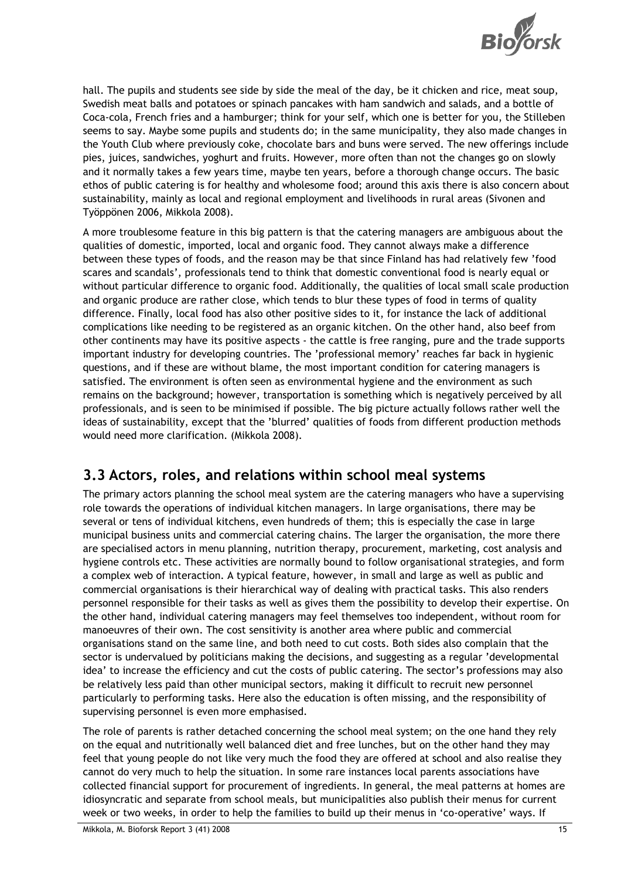hall. The pupils and students see side by side the meal of the day, be it chicken and rice, meat soup, Swedish meat balls and potatoes or spinach pancakes with ham sandwich and salads, and a bottle of Coca-cola, French fries and a hamburger; think for your self, which one is better for you, the Stilleben seems to say. Maybe some pupils and students do; in the same municipality, they also made changes in the Youth Club where previously coke, chocolate bars and buns were served. The new offerings include pies, juices, sandwiches, yoghurt and fruits. However, more often than not the changes go on slowly and it normally takes a few years time, maybe ten years, before a thorough change occurs. The basic ethos of public catering is for healthy and wholesome food; around this axis there is also concern about sustainability, mainly as local and regional employment and livelihoods in rural areas (Sivonen and Työppönen 2006, Mikkola 2008).

A more troublesome feature in this big pattern is that the catering managers are ambiguous about the qualities of domestic, imported, local and organic food. They cannot always make a difference between these types of foods, and the reason may be that since Finland has had relatively few 'food scares and scandals', professionals tend to think that domestic conventional food is nearly equal or without particular difference to organic food. Additionally, the qualities of local small scale production and organic produce are rather close, which tends to blur these types of food in terms of quality difference. Finally, local food has also other positive sides to it, for instance the lack of additional complications like needing to be registered as an organic kitchen. On the other hand, also beef from other continents may have its positive aspects - the cattle is free ranging, pure and the trade supports important industry for developing countries. The 'professional memory' reaches far back in hygienic questions, and if these are without blame, the most important condition for catering managers is satisfied. The environment is often seen as environmental hygiene and the environment as such remains on the background; however, transportation is something which is negatively perceived by all professionals, and is seen to be minimised if possible. The big picture actually follows rather well the ideas of sustainability, except that the 'blurred' qualities of foods from different production methods would need more clarification. (Mikkola 2008).

## 3.3 Actors, roles, and relations within school meal systems

The primary actors planning the school meal system are the catering managers who have a supervising role towards the operations of individual kitchen managers. In large organisations, there may be several or tens of individual kitchens, even hundreds of them; this is especially the case in large municipal business units and commercial catering chains. The larger the organisation, the more there are specialised actors in menu planning, nutrition therapy, procurement, marketing, cost analysis and hygiene controls etc. These activities are normally bound to follow organisational strategies, and form a complex web of interaction. A typical feature, however, in small and large as well as public and commercial organisations is their hierarchical way of dealing with practical tasks. This also renders personnel responsible for their tasks as well as gives them the possibility to develop their expertise. On the other hand, individual catering managers may feel themselves too independent, without room for manoeuvres of their own. The cost sensitivity is another area where public and commercial organisations stand on the same line, and both need to cut costs. Both sides also complain that the sector is undervalued by politicians making the decisions, and suggesting as a regular 'developmental idea' to increase the efficiency and cut the costs of public catering. The sector's professions may also be relatively less paid than other municipal sectors, making it difficult to recruit new personnel particularly to performing tasks. Here also the education is often missing, and the responsibility of supervising personnel is even more emphasised.

The role of parents is rather detached concerning the school meal system; on the one hand they rely on the equal and nutritionally well balanced diet and free lunches, but on the other hand they may feel that young people do not like very much the food they are offered at school and also realise they cannot do very much to help the situation. In some rare instances local parents associations have collected financial support for procurement of ingredients. In general, the meal patterns at homes are idiosyncratic and separate from school meals, but municipalities also publish their menus for current week or two weeks, in order to help the families to build up their menus in 'co-operative' ways. If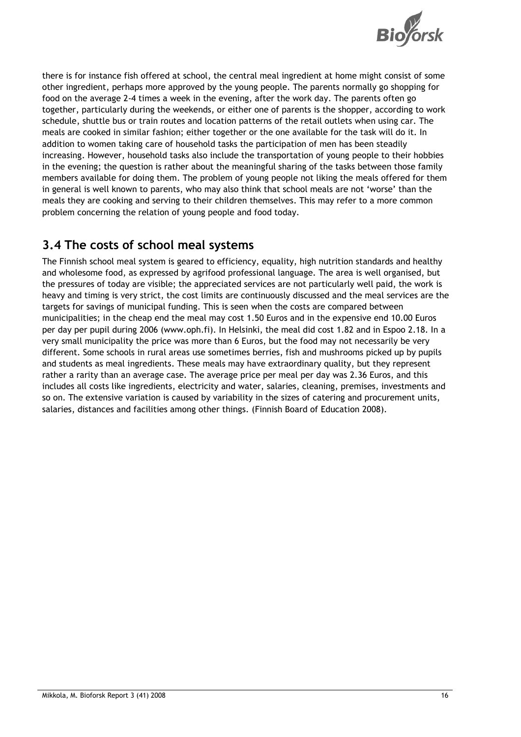there is for instance fish offered at school, the central meal ingredient at home might consist of some other ingredient, perhaps more approved by the young people. The parents normally go shopping for food on the average 2-4 times a week in the evening, after the work day. The parents often go together, particularly during the weekends, or either one of parents is the shopper, according to work schedule, shuttle bus or train routes and location patterns of the retail outlets when using car. The meals are cooked in similar fashion; either together or the one available for the task will do it. In addition to women taking care of household tasks the participation of men has been steadily increasing. However, household tasks also include the transportation of young people to their hobbies in the evening; the question is rather about the meaningful sharing of the tasks between those family members available for doing them. The problem of young people not liking the meals offered for them in general is well known to parents, who may also think that school meals are not 'worse' than the meals they are cooking and serving to their children themselves. This may refer to a more common problem concerning the relation of young people and food today.

## 3.4 The costs of school meal systems

The Finnish school meal system is geared to efficiency, equality, high nutrition standards and healthy and wholesome food, as expressed by agrifood professional language. The area is well organised, but the pressures of today are visible; the appreciated services are not particularly well paid, the work is heavy and timing is very strict, the cost limits are continuously discussed and the meal services are the targets for savings of municipal funding. This is seen when the costs are compared between municipalities; in the cheap end the meal may cost 1.50 Euros and in the expensive end 10.00 Euros per day per pupil during 2006 (www.oph.fi). In Helsinki, the meal did cost 1.82 and in Espoo 2.18. In a very small municipality the price was more than 6 Euros, but the food may not necessarily be very different. Some schools in rural areas use sometimes berries, fish and mushrooms picked up by pupils and students as meal ingredients. These meals may have extraordinary quality, but they represent rather a rarity than an average case. The average price per meal per day was 2.36 Euros, and this includes all costs like ingredients, electricity and water, salaries, cleaning, premises, investments and so on. The extensive variation is caused by variability in the sizes of catering and procurement units, salaries, distances and facilities among other things. (Finnish Board of Education 2008).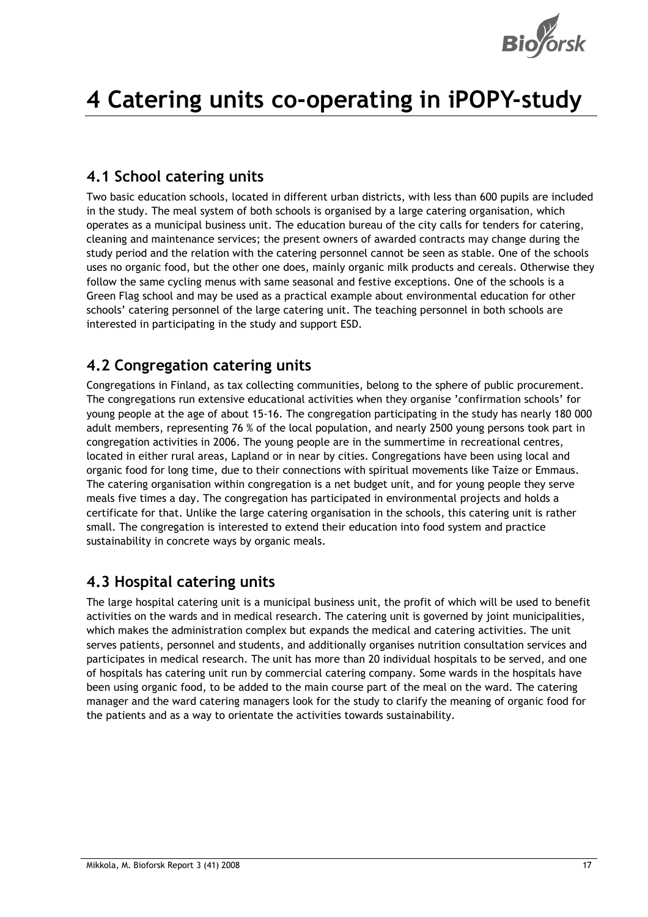# 4 Catering units co-operating in iPOPY-study

## 4.1 School catering units

Two basic education schools, located in different urban districts, with less than 600 pupils are included in the study. The meal system of both schools is organised by a large catering organisation, which operates as a municipal business unit. The education bureau of the city calls for tenders for catering, cleaning and maintenance services; the present owners of awarded contracts may change during the study period and the relation with the catering personnel cannot be seen as stable. One of the schools uses no organic food, but the other one does, mainly organic milk products and cereals. Otherwise they follow the same cycling menus with same seasonal and festive exceptions. One of the schools is a Green Flag school and may be used as a practical example about environmental education for other schools' catering personnel of the large catering unit. The teaching personnel in both schools are interested in participating in the study and support ESD.

## 4.2 Congregation catering units

Congregations in Finland, as tax collecting communities, belong to the sphere of public procurement. The congregations run extensive educational activities when they organise 'confirmation schools' for young people at the age of about 15-16. The congregation participating in the study has nearly 180 000 adult members, representing 76 % of the local population, and nearly 2500 young persons took part in congregation activities in 2006. The young people are in the summertime in recreational centres, located in either rural areas, Lapland or in near by cities. Congregations have been using local and organic food for long time, due to their connections with spiritual movements like Taize or Emmaus. The catering organisation within congregation is a net budget unit, and for young people they serve meals five times a day. The congregation has participated in environmental projects and holds a certificate for that. Unlike the large catering organisation in the schools, this catering unit is rather small. The congregation is interested to extend their education into food system and practice sustainability in concrete ways by organic meals.

## 4.3 Hospital catering units

The large hospital catering unit is a municipal business unit, the profit of which will be used to benefit activities on the wards and in medical research. The catering unit is governed by joint municipalities, which makes the administration complex but expands the medical and catering activities. The unit serves patients, personnel and students, and additionally organises nutrition consultation services and participates in medical research. The unit has more than 20 individual hospitals to be served, and one of hospitals has catering unit run by commercial catering company. Some wards in the hospitals have been using organic food, to be added to the main course part of the meal on the ward. The catering manager and the ward catering managers look for the study to clarify the meaning of organic food for the patients and as a way to orientate the activities towards sustainability.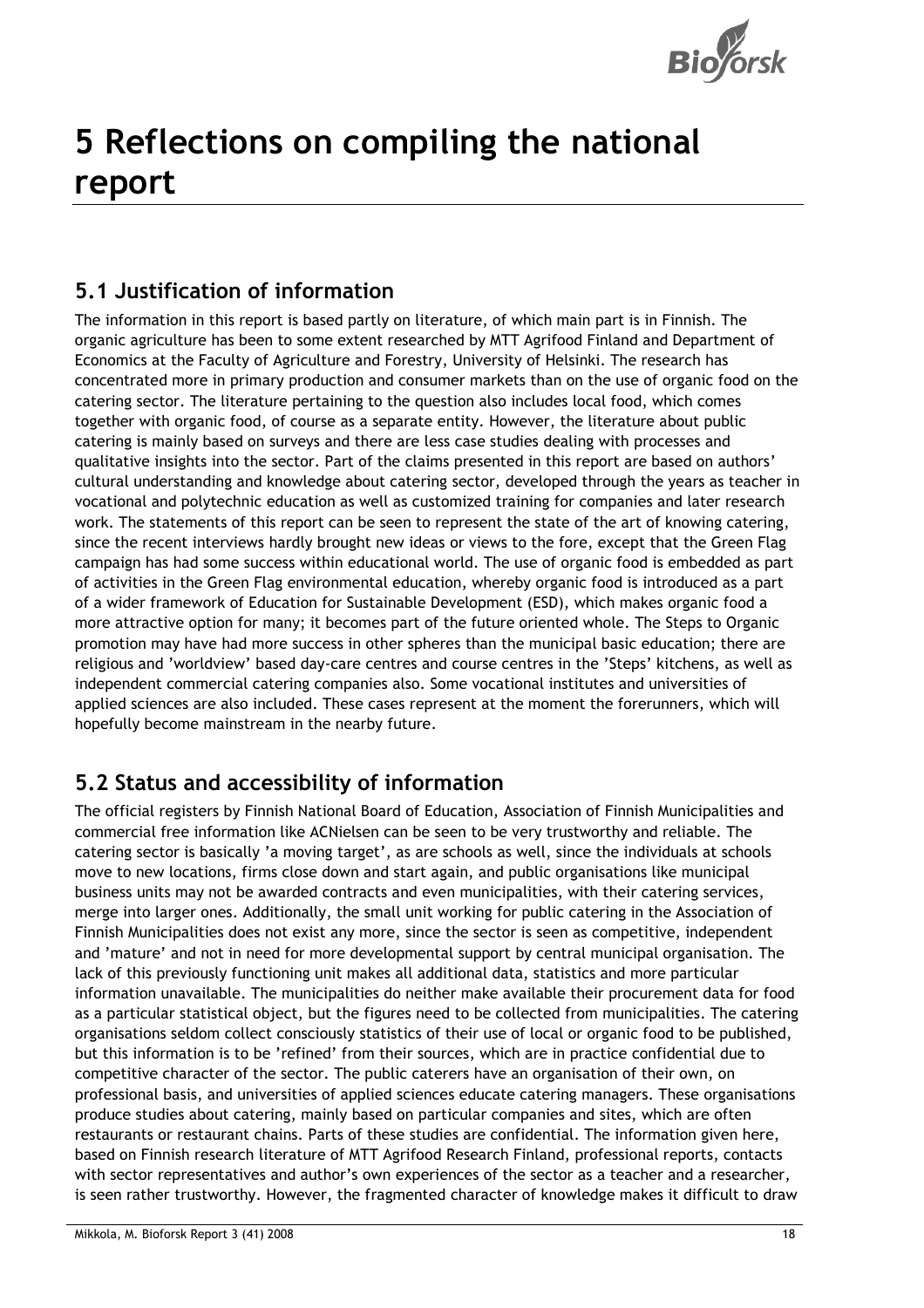# 5 Reflections on compiling the national report

## 5.1 Justification of information

The information in this report is based partly on literature, of which main part is in Finnish. The organic agriculture has been to some extent researched by MTT Agrifood Finland and Department of Economics at the Faculty of Agriculture and Forestry, University of Helsinki. The research has concentrated more in primary production and consumer markets than on the use of organic food on the catering sector. The literature pertaining to the question also includes local food, which comes together with organic food, of course as a separate entity. However, the literature about public catering is mainly based on surveys and there are less case studies dealing with processes and qualitative insights into the sector. Part of the claims presented in this report are based on authors' cultural understanding and knowledge about catering sector, developed through the years as teacher in vocational and polytechnic education as well as customized training for companies and later research work. The statements of this report can be seen to represent the state of the art of knowing catering, since the recent interviews hardly brought new ideas or views to the fore, except that the Green Flag campaign has had some success within educational world. The use of organic food is embedded as part of activities in the Green Flag environmental education, whereby organic food is introduced as a part of a wider framework of Education for Sustainable Development (ESD), which makes organic food a more attractive option for many; it becomes part of the future oriented whole. The Steps to Organic promotion may have had more success in other spheres than the municipal basic education; there are religious and 'worldview' based day-care centres and course centres in the 'Steps' kitchens, as well as independent commercial catering companies also. Some vocational institutes and universities of applied sciences are also included. These cases represent at the moment the forerunners, which will hopefully become mainstream in the nearby future.

## 5.2 Status and accessibility of information

The official registers by Finnish National Board of Education, Association of Finnish Municipalities and commercial free information like ACNielsen can be seen to be very trustworthy and reliable. The catering sector is basically 'a moving target', as are schools as well, since the individuals at schools move to new locations, firms close down and start again, and public organisations like municipal business units may not be awarded contracts and even municipalities, with their catering services, merge into larger ones. Additionally, the small unit working for public catering in the Association of Finnish Municipalities does not exist any more, since the sector is seen as competitive, independent and 'mature' and not in need for more developmental support by central municipal organisation. The lack of this previously functioning unit makes all additional data, statistics and more particular information unavailable. The municipalities do neither make available their procurement data for food as a particular statistical object, but the figures need to be collected from municipalities. The catering organisations seldom collect consciously statistics of their use of local or organic food to be published, but this information is to be 'refined' from their sources, which are in practice confidential due to competitive character of the sector. The public caterers have an organisation of their own, on professional basis, and universities of applied sciences educate catering managers. These organisations produce studies about catering, mainly based on particular companies and sites, which are often restaurants or restaurant chains. Parts of these studies are confidential. The information given here, based on Finnish research literature of MTT Agrifood Research Finland, professional reports, contacts with sector representatives and author's own experiences of the sector as a teacher and a researcher, is seen rather trustworthy. However, the fragmented character of knowledge makes it difficult to draw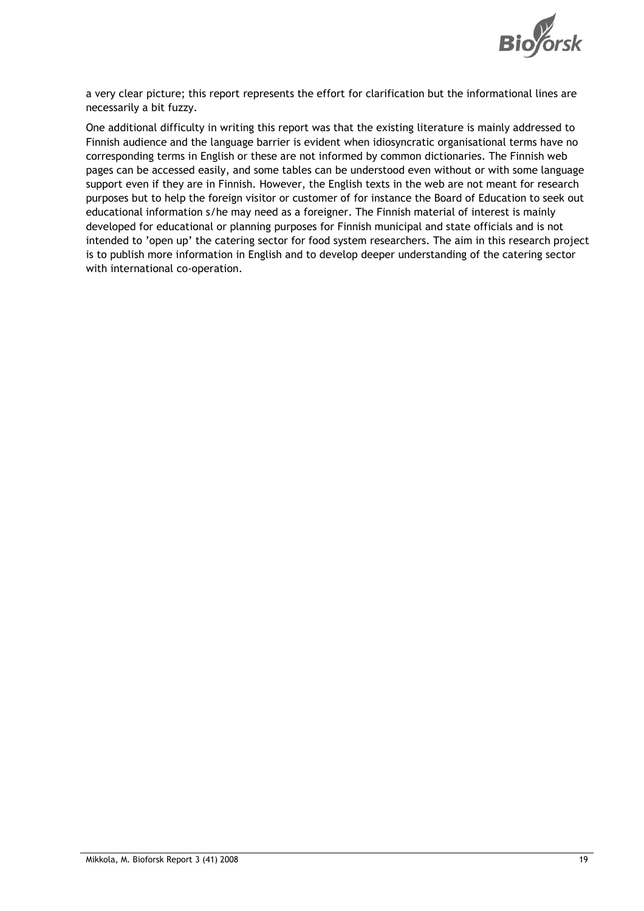a very clear picture; this report represents the effort for clarification but the informational lines are necessarily a bit fuzzy.

One additional difficulty in writing this report was that the existing literature is mainly addressed to Finnish audience and the language barrier is evident when idiosyncratic organisational terms have no corresponding terms in English or these are not informed by common dictionaries. The Finnish web pages can be accessed easily, and some tables can be understood even without or with some language support even if they are in Finnish. However, the English texts in the web are not meant for research purposes but to help the foreign visitor or customer of for instance the Board of Education to seek out educational information s/he may need as a foreigner. The Finnish material of interest is mainly developed for educational or planning purposes for Finnish municipal and state officials and is not intended to 'open up' the catering sector for food system researchers. The aim in this research project is to publish more information in English and to develop deeper understanding of the catering sector with international co-operation.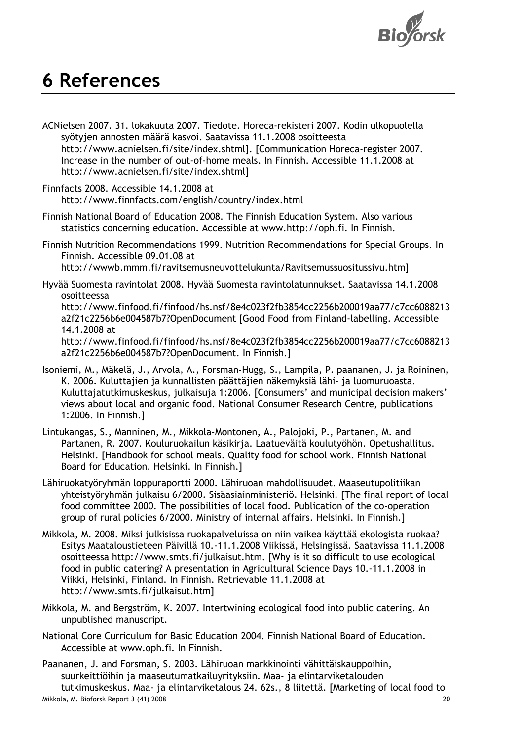# 6 References

ACNielsen 2007. 31. lokakuuta 2007. Tiedote. Horeca-rekisteri 2007. Kodin ulkopuolella syötyjen annosten määrä kasvoi. Saatavissa 11.1.2008 osoitteesta http://www.acnielsen.fi/site/index.shtml]. [Communication Horeca-register 2007. Increase in the number of out-of-home meals. In Finnish. Accessible 11.1.2008 at http://www.acnielsen.fi/site/index.shtml]

Finnfacts 2008. Accessible 14.1.2008 at http://www.finnfacts.com/english/country/index.html

Finnish National Board of Education 2008. The Finnish Education System. Also various statistics concerning education. Accessible at www.http://oph.fi. In Finnish.

Finnish Nutrition Recommendations 1999. Nutrition Recommendations for Special Groups. In Finnish. Accessible 09.01.08 at http://wwwb.mmm.fi/ravitsemusneuvottelukunta/Ravitsemussuositussivu.htm]

Hyvää Suomesta ravintolat 2008. Hyvää Suomesta ravintolatunnukset. Saatavissa 14.1.2008 osoitteessa http://www.finfood.fi/finfood/hs.nsf/8e4c023f2fb3854cc2256b200019aa77/c7cc6088213a2f21c2256b6e004587b7?OpenDocument [Good Food from Finland-labelling. Accessible 14.1.2008 at http://www.finfood.fi/finfood/hs.nsf/8e4c023f2fb3854cc2256b200019aa77/c7cc6088213a2f21c2256b6e004587b7?OpenDocument. In Finnish.]

Isoniemi, M., Mäkelä, J., Arvola, A., Forsman-Hugg, S., Lampila, P. paananen, J. ja Roininen, K. 2006. Kuluttajien ja kunnallisten päättäjien näkemyksiä lähi- ja luomuruoasta. Kuluttajatutkimuskeskus, julkaisuja 1:2006. [Consumers' and municipal decision makers' views about local and organic food. National Consumer Research Centre, publications 1:2006. In Finnish.]

Lintukangas, S., Manninen, M., Mikkola-Montonen, A., Palojoki, P., Partanen, M. and Partanen, R. 2007. Kouluruokailun käsikirja. Laatueväitä koulutyöhön. Opetushallitus. Helsinki. [Handbook for school meals. Quality food for school work. Finnish National Board for Education. Helsinki. In Finnish.]

Lähiruokatyöryhmän loppuraportti 2000. Lähiruoan mahdollisuudet. Maaseutupolitiikan yhteistyöryhmän julkaisu 6/2000. Sisäasiainministeriö. Helsinki. [The final report of local food committee 2000. The possibilities of local food. Publication of the co-operation group of rural policies 6/2000. Ministry of internal affairs. Helsinki. In Finnish.]

Mikkola, M. 2008. Miksi julkisissa ruokapalveluissa on niin vaikea käyttää ekologista ruokaa? Esitys Maataloustieteen Päivillä 10.-11.1.2008 Viikissä, Helsingissä. Saatavissa 11.1.2008 osoitteessa http://www.smts.fi/julkaisut.htm. [Why is it so difficult to use ecological food in public catering? A presentation in Agricultural Science Days 10.-11.1.2008 in Viikki, Helsinki, Finland. In Finnish. Retrievable 11.1.2008 at http://www.smts.fi/julkaisut.htm]

Mikkola, M. and Bergström, K. 2007. Intertwining ecological food into public catering. An unpublished manuscript.

National Core Curriculum for Basic Education 2004. Finnish National Board of Education. Accessible at www.oph.fi. In Finnish.

Paananen, J. and Forsman, S. 2003. Lähiruoan markkinointi vähittäiskauppoihin, suurkeittiöihin ja maaseutumatkailuyrityksiin. Maa- ja elintarviketalouden tutkimuskeskus. Maa- ja elintarviketalous 24. 62s., 8 liitettä. [Marketing of local food to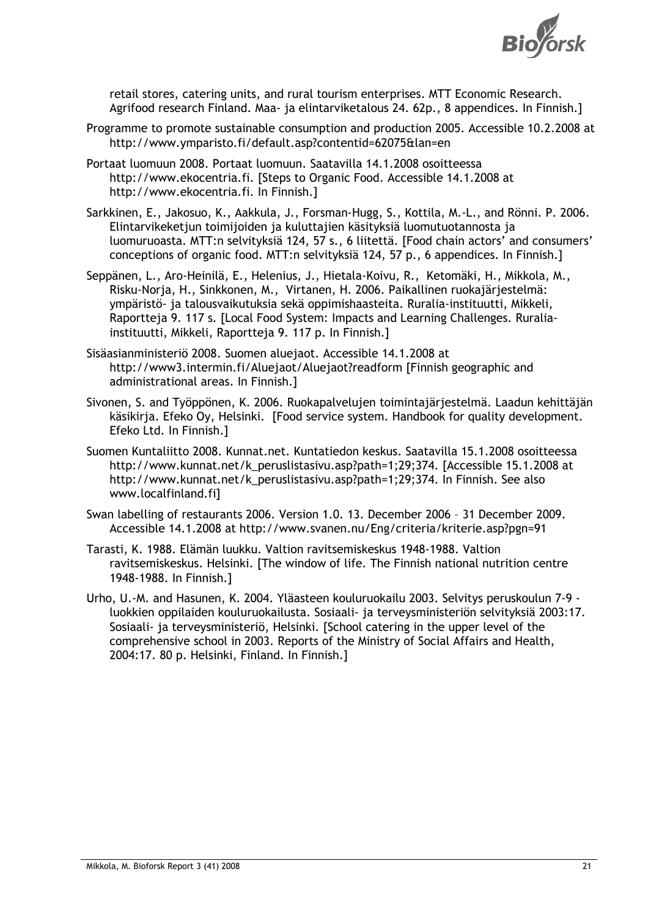retail stores, catering units, and rural tourism enterprises. MTT Economic Research. Agrifood research Finland. Maa- ja elintarviketalous 24. 62p., 8 appendices. In Finnish.]

Programme to promote sustainable consumption and production 2005. Accessible 10.2.2008 at http://www.ymparisto.fi/default.asp?contentid=62075&lan=en

Portaat luomuun 2008. Portaat luomuun. Saatavilla 14.1.2008 osoitteessa http://www.ekocentria.fi. [Steps to Organic Food. Accessible 14.1.2008 at http://www.ekocentria.fi. In Finnish.]

Sarkkinen, E., Jakosuo, K., Aakkula, J., Forsman-Hugg, S., Kottila, M.-L., and Rönni. P. 2006. Elintarvikeketjun toimijoiden ja kuluttajien käsityksiä luomutuotannosta ja luomuruoasta. MTT:n selvityksiä 124, 57 s., 6 liitettä. [Food chain actors' and consumers' conceptions of organic food. MTT:n selvityksiä 124, 57 p., 6 appendices. In Finnish.]

Seppänen, L., Aro-Heinilä, E., Helenius, J., Hietala-Koivu, R., Ketomäki, H., Mikkola, M., Risku-Norja, H., Sinkkonen, M., Virtanen, H. 2006. Paikallinen ruokajärjestelmä: ympäristö- ja talousvaikutuksia sekä oppimishaasteita. Ruralia-instituutti, Mikkeli, Raportteja 9. 117 s. [Local Food System: Impacts and Learning Challenges. Ruralia-instituutti, Mikkeli, Raportteja 9. 117 p. In Finnish.]

Sisäasianministeriö 2008. Suomen aluejaot. Accessible 14.1.2008 at http://www3.intermin.fi/Aluejaot/Aluejaot?readform [Finnish geographic and administrational areas. In Finnish.]

Sivonen, S. and Työppönen, K. 2006. Ruokapalvelujen toimintajärjestelmä. Laadun kehittäjän käsikirja. Efeko Oy, Helsinki. [Food service system. Handbook for quality development. Efeko Ltd. In Finnish.]

Suomen Kuntaliitto 2008. Kunnat.net. Kuntatiedon keskus. Saatavilla 15.1.2008 osoitteessa http://www.kunnat.net/k_peruslistasivu.asp?path=1;29;374. [Accessible 15.1.2008 at http://www.kunnat.net/k_peruslistasivu.asp?path=1;29;374. In Finnish. See also www.localfinland.fi]

Swan labelling of restaurants 2006. Version 1.0. 13. December 2006 – 31 December 2009. Accessible 14.1.2008 at http://www.svanen.nu/Eng/criteria/kriterie.asp?pgn=91

Tarasti, K. 1988. Elämän luukku. Valtion ravitsemiskeskus 1948-1988. Valtion ravitsemiskeskus. Helsinki. [The window of life. The Finnish national nutrition centre 1948-1988. In Finnish.]

Urho, U.-M. and Hasunen, K. 2004. Yläasteen kouluruokailu 2003. Selvitys peruskoulun 7-9 -luokkien oppilaiden kouluruokailusta. Sosiaali- ja terveysministeriön selvityksiä 2003:17. Sosiaali- ja terveysministeriö, Helsinki. [School catering in the upper level of the comprehensive school in 2003. Reports of the Ministry of Social Affairs and Health, 2004:17. 80 p. Helsinki, Finland. In Finnish.]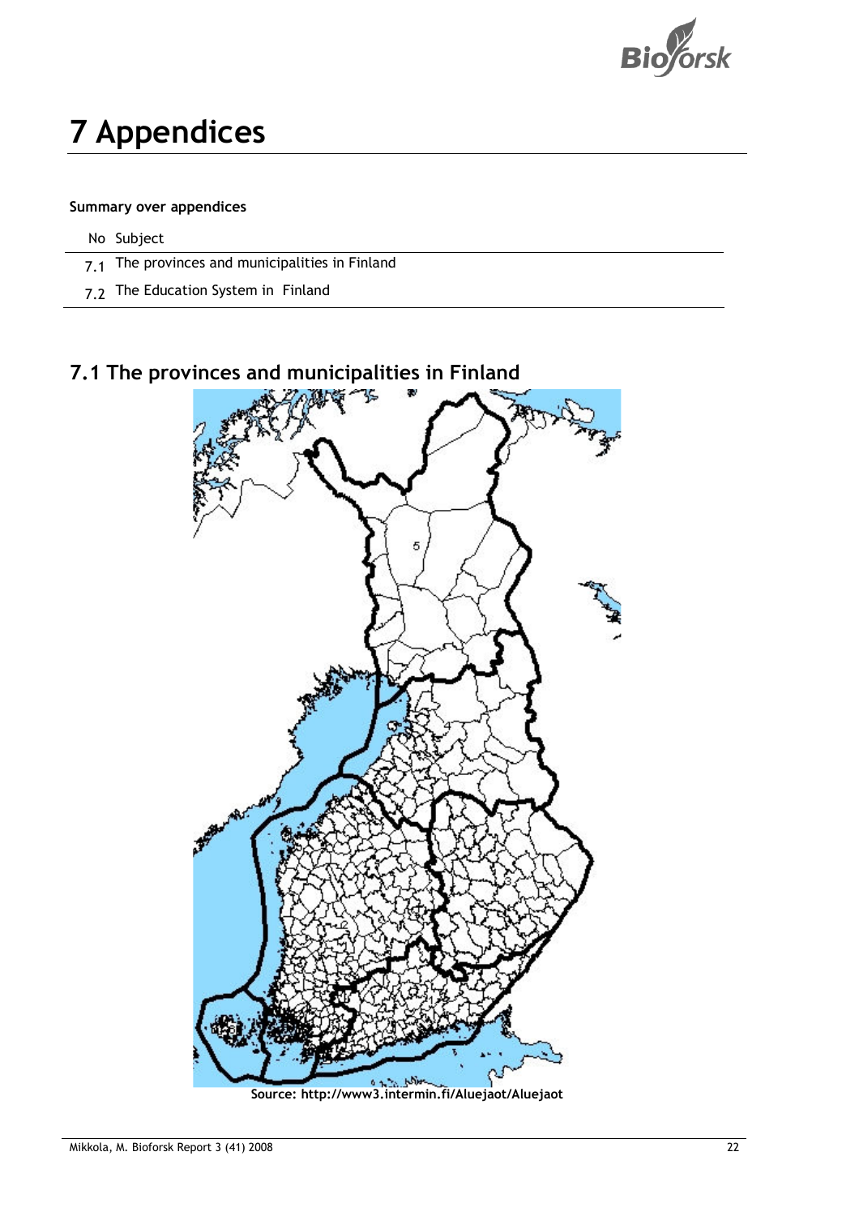# 7 Appendices

**Summary over appendices**

| No | Subject |
|---|---|
| 7.1 | The provinces and municipalities in Finland |
| 7.2 | The Education System in Finland |

## 7.1 The provinces and municipalities in Finland

**Source: http://www3.intermin.fi/Aluejaot/Aluejaot**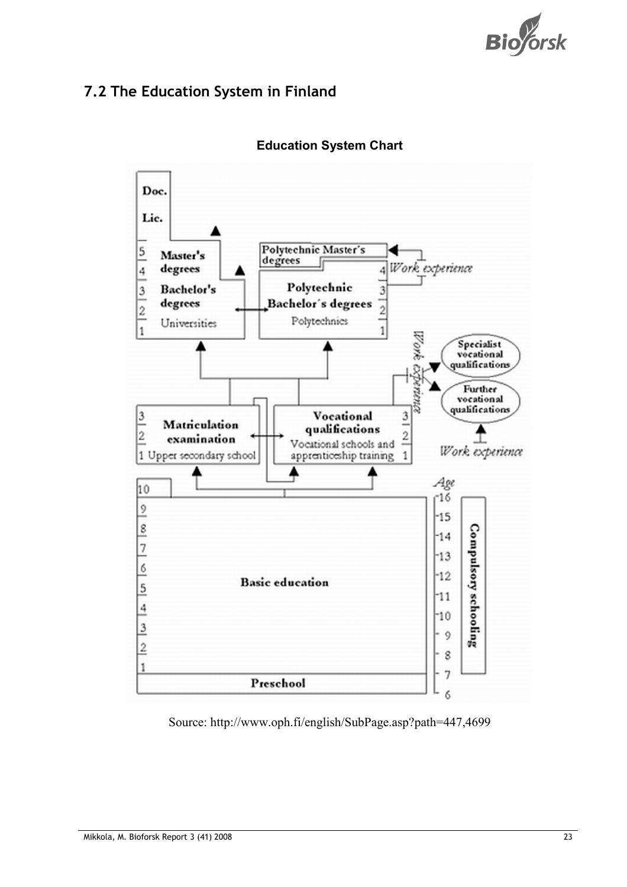## 7.2 The Education System in Finland

**Education System Chart**

Doc.

Lic.

| | |
|---|---|
| 5 4 | Master's degrees |
| 3 2 1 | Bachelor's degrees<br>Universities |

Polytechnic Master´s degrees

| | |
|---|---|
| Polytechnic Bachelor´s degrees<br>Polytechnics | 4 3 2 1 |

*Work experience*

Specialist vocational qualifications

Further vocational qualifications

*Work experience*

| | |
|---|---|
| 3 2 1 | Matriculation examination<br>Upper secondary school |

| | |
|---|---|
| Vocational qualifications<br>Vocational schools and apprenticeship training | 3 2 1 |

10

9 8 7 6 5 4 3 2 1 — Basic education

Preschool

*Age* 16 15 14 13 12 11 10 9 8 7 6

Compulsory schooling

Source: http://www.oph.fi/english/SubPage.asp?path=447,4699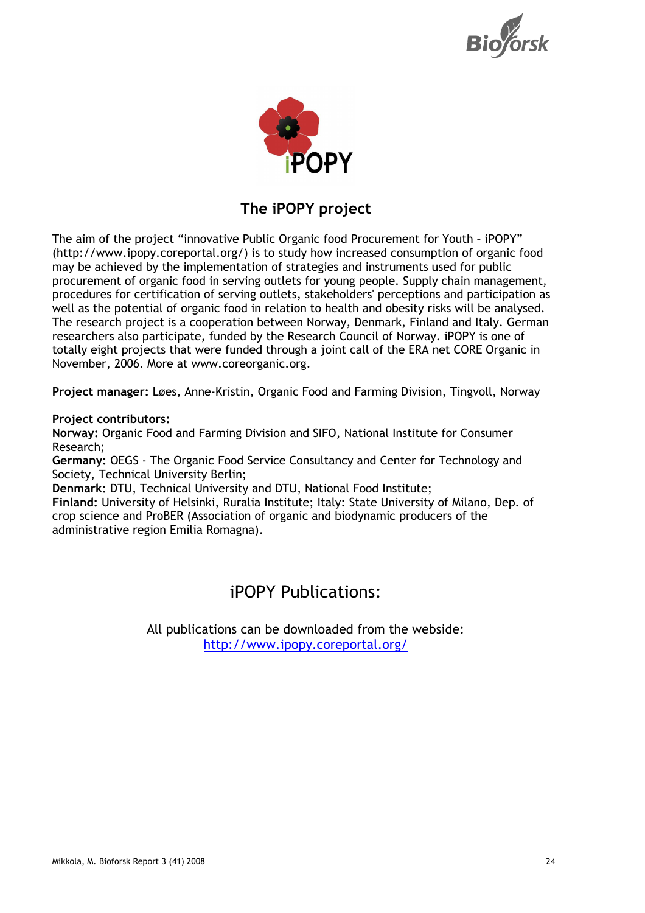## The iPOPY project

The aim of the project “innovative Public Organic food Procurement for Youth – iPOPY” (http://www.ipopy.coreportal.org/) is to study how increased consumption of organic food may be achieved by the implementation of strategies and instruments used for public procurement of organic food in serving outlets for young people. Supply chain management, procedures for certification of serving outlets, stakeholders' perceptions and participation as well as the potential of organic food in relation to health and obesity risks will be analysed. The research project is a cooperation between Norway, Denmark, Finland and Italy. German researchers also participate, funded by the Research Council of Norway. iPOPY is one of totally eight projects that were funded through a joint call of the ERA net CORE Organic in November, 2006. More at www.coreorganic.org.

**Project manager:** Løes, Anne-Kristin, Organic Food and Farming Division, Tingvoll, Norway

**Project contributors:**
**Norway:** Organic Food and Farming Division and SIFO, National Institute for Consumer Research;
**Germany:** OEGS - The Organic Food Service Consultancy and Center for Technology and Society, Technical University Berlin;
**Denmark:** DTU, Technical University and DTU, National Food Institute;
**Finland:** University of Helsinki, Ruralia Institute; Italy: State University of Milano, Dep. of crop science and ProBER (Association of organic and biodynamic producers of the administrative region Emilia Romagna).

## iPOPY Publications:

All publications can be downloaded from the webside:
http://www.ipopy.coreportal.org/